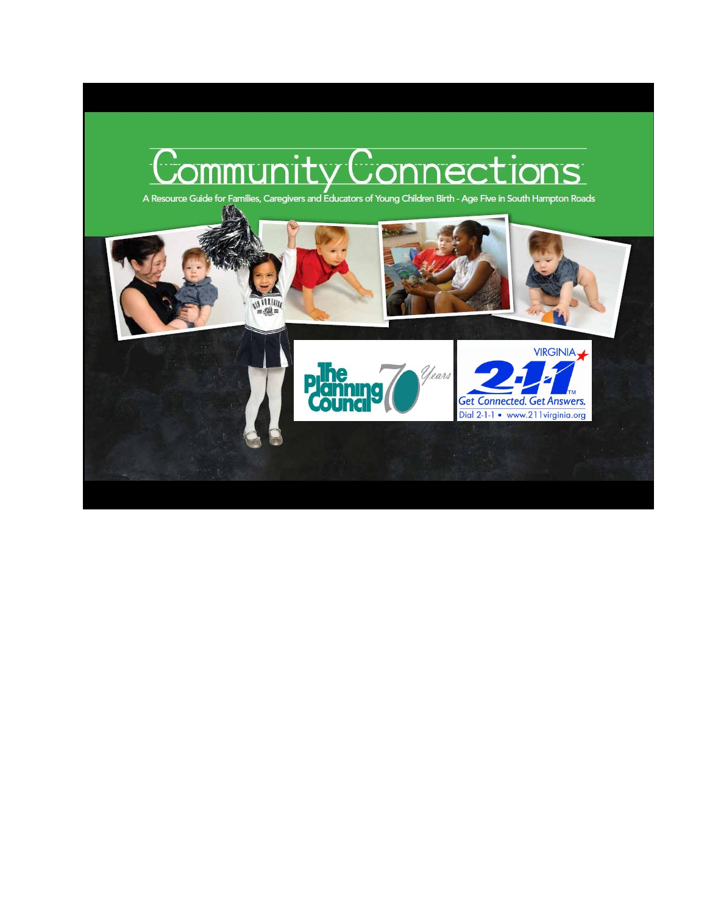# Community Connections

A Resource Guide for Families, Caregivers and Educators of Young Children Birth - Age Five in South Hampton Roads

The Planning Council 70 Years

VIRGINIA 2-1-1 Get Connected. Get Answers. Dial 2-1-1 • www.211virginia.org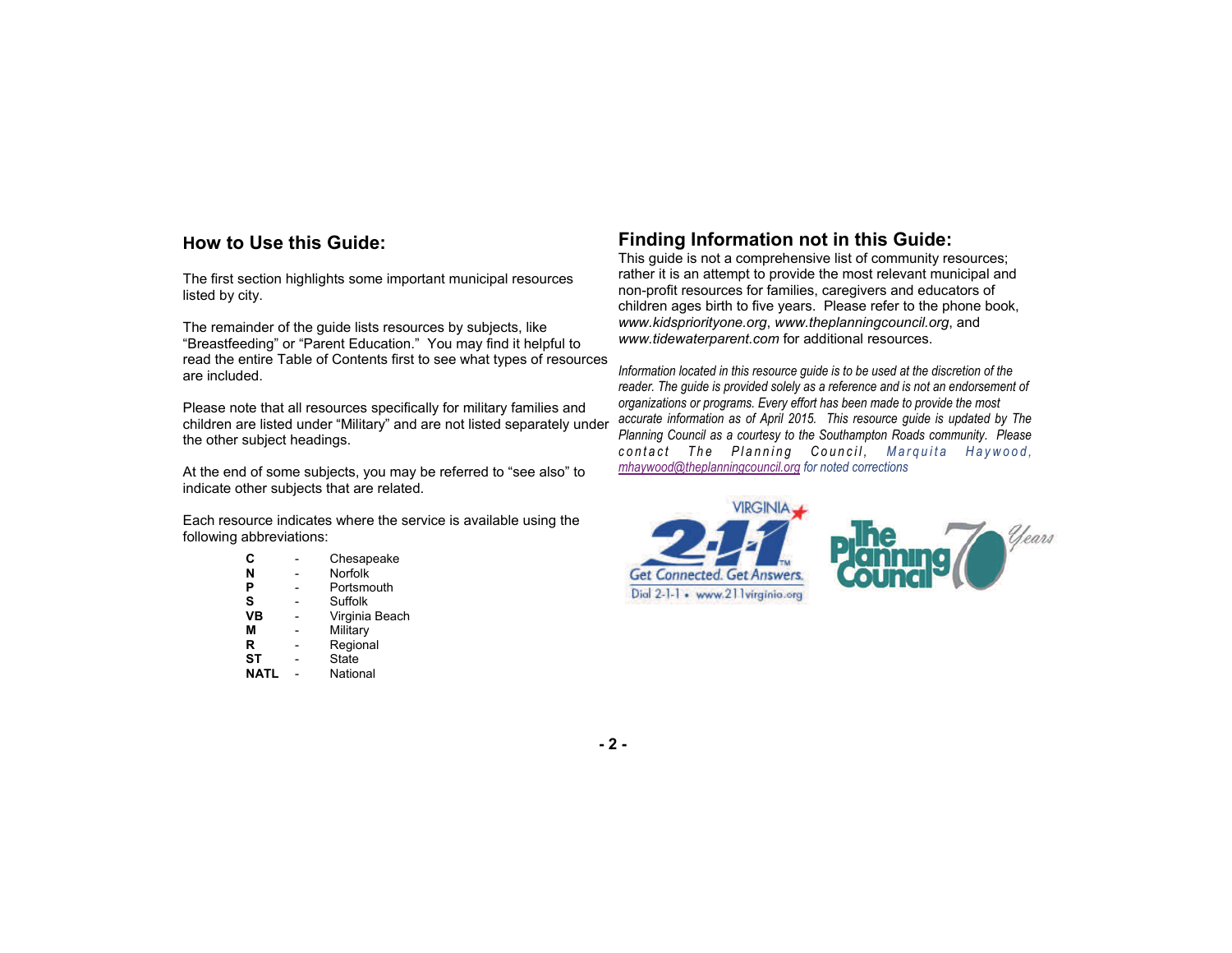## How to Use this Guide:

The first section highlights some important municipal resources listed by city.

The remainder of the guide lists resources by subjects, like "Breastfeeding" or "Parent Education." You may find it helpful to read the entire Table of Contents first to see what types of resources are included.

Please note that all resources specifically for military families and children are listed under "Military" and are not listed separately under the other subject headings.

At the end of some subjects, you may be referred to "see also" to indicate other subjects that are related.

Each resource indicates where the service is available using the following abbreviations:

| | | |
|---|---|---|
| **C** | - | Chesapeake |
| **N** | - | Norfolk |
| **P** | - | Portsmouth |
| **S** | - | Suffolk |
| **VB** | - | Virginia Beach |
| **M** | - | Military |
| **R** | - | Regional |
| **ST** | - | State |
| **NATL** | - | National |

## Finding Information not in this Guide:

This guide is not a comprehensive list of community resources; rather it is an attempt to provide the most relevant municipal and non-profit resources for families, caregivers and educators of children ages birth to five years. Please refer to the phone book, *www.kidspriorityone.org*, *www.theplanningcouncil.org*, and *www.tidewaterparent.com* for additional resources.

*Information located in this resource guide is to be used at the discretion of the reader. The guide is provided solely as a reference and is not an endorsement of organizations or programs. Every effort has been made to provide the most accurate information as of April 2015. This resource guide is updated by The Planning Council as a courtesy to the Southampton Roads community. Please contact The Planning Council, Marquita Haywood, mhaywood@theplanningcouncil.org for noted corrections*

VIRGINIA 2-1-1 Get Connected. Get Answers. Dial 2-1-1 • www.211virginia.org

The Planning Council 70 Years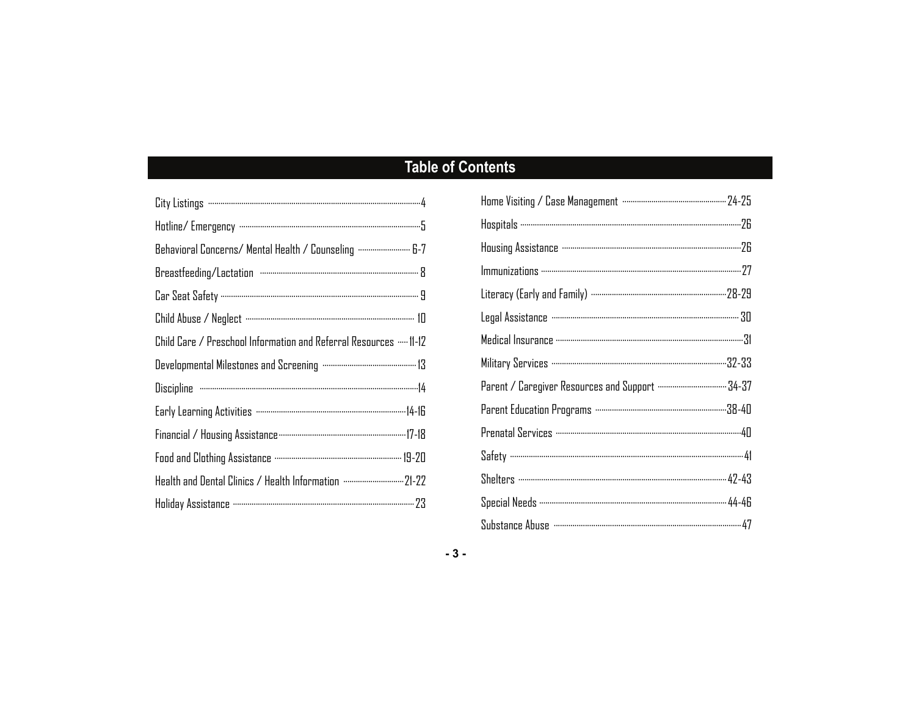# Table of Contents

| Section | Page |
|---|---|
| City Listings | 4 |
| Hotline/ Emergency | 5 |
| Behavioral Concerns/ Mental Health / Counseling | 6-7 |
| Breastfeeding/Lactation | 8 |
| Car Seat Safety | 9 |
| Child Abuse / Neglect | 10 |
| Child Care / Preschool Information and Referral Resources | 11-12 |
| Developmental Milestones and Screening | 13 |
| Discipline | 14 |
| Early Learning Activities | 14-16 |
| Financial / Housing Assistance | 17-18 |
| Food and Clothing Assistance | 19-20 |
| Health and Dental Clinics / Health Information | 21-22 |
| Holiday Assistance | 23 |
| Home Visiting / Case Management | 24-25 |
| Hospitals | 26 |
| Housing Assistance | 26 |
| Immunizations | 27 |
| Literacy (Early and Family) | 28-29 |
| Legal Assistance | 30 |
| Medical Insurance | 31 |
| Military Services | 32-33 |
| Parent / Caregiver Resources and Support | 34-37 |
| Parent Education Programs | 38-40 |
| Prenatal Services | 40 |
| Safety | 41 |
| Shelters | 42-43 |
| Special Needs | 44-46 |
| Substance Abuse | 47 |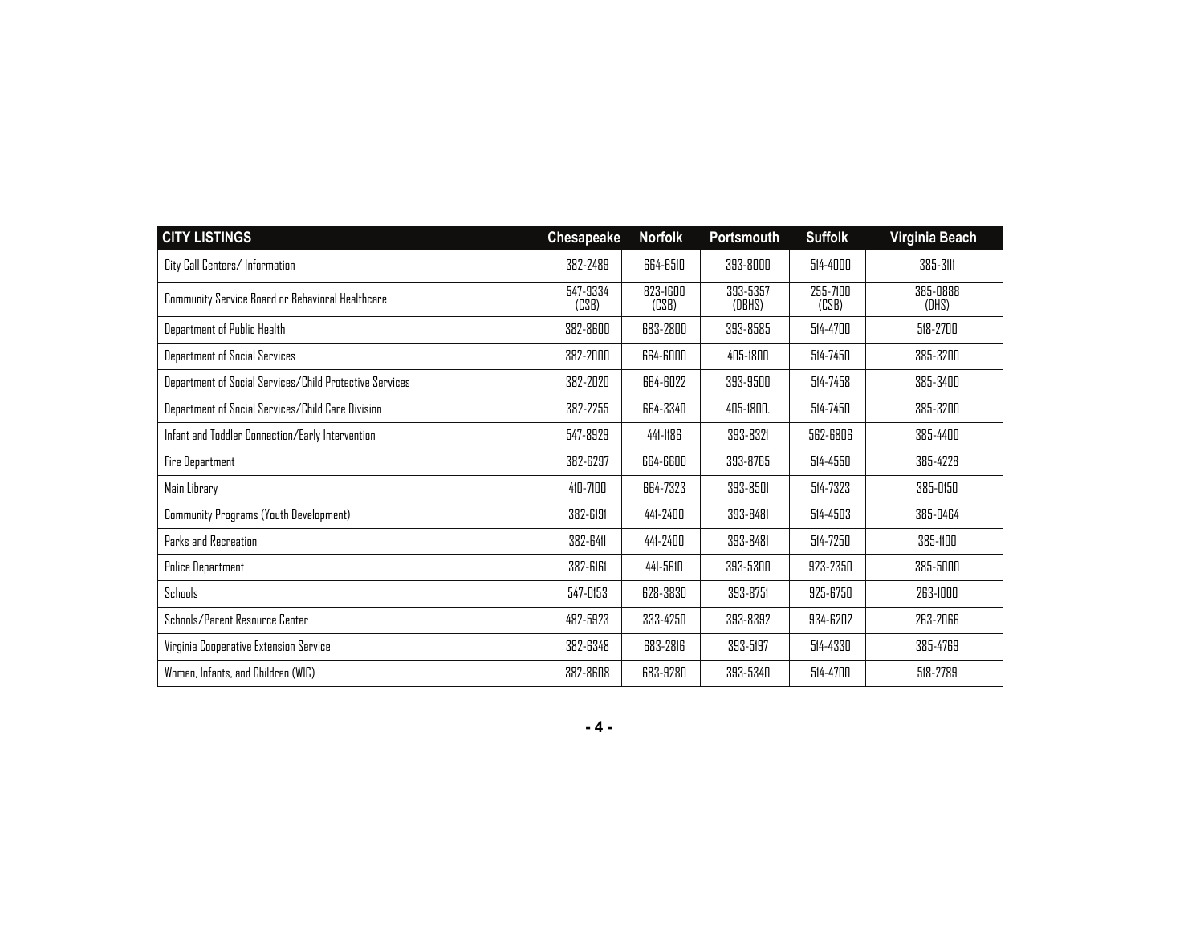| CITY LISTINGS | Chesapeake | Norfolk | Portsmouth | Suffolk | Virginia Beach |
|---|---|---|---|---|---|
| City Call Centers/ Information | 382-2489 | 664-6510 | 393-8000 | 514-4000 | 385-3111 |
| Community Service Board or Behavioral Healthcare | 547-9334 (CSB) | 823-1600 (CSB) | 393-5357 (DBHS) | 255-7100 (CSB) | 385-0888 (DHS) |
| Department of Public Health | 382-8600 | 683-2800 | 393-8585 | 514-4700 | 518-2700 |
| Department of Social Services | 382-2000 | 664-6000 | 405-1800 | 514-7450 | 385-3200 |
| Department of Social Services/Child Protective Services | 382-2020 | 664-6022 | 393-9500 | 514-7458 | 385-3400 |
| Department of Social Services/Child Care Division | 382-2255 | 664-3340 | 405-1800. | 514-7450 | 385-3200 |
| Infant and Toddler Connection/Early Intervention | 547-8929 | 441-1186 | 393-8321 | 562-6806 | 385-4400 |
| Fire Department | 382-6297 | 664-6600 | 393-8765 | 514-4550 | 385-4228 |
| Main Library | 410-7100 | 664-7323 | 393-8501 | 514-7323 | 385-0150 |
| Community Programs (Youth Development) | 382-6191 | 441-2400 | 393-8481 | 514-4503 | 385-0464 |
| Parks and Recreation | 382-6411 | 441-2400 | 393-8481 | 514-7250 | 385-1100 |
| Police Department | 382-6161 | 441-5610 | 393-5300 | 923-2350 | 385-5000 |
| Schools | 547-0153 | 628-3830 | 393-8751 | 925-6750 | 263-1000 |
| Schools/Parent Resource Center | 482-5923 | 333-4250 | 393-8392 | 934-6202 | 263-2066 |
| Virginia Cooperative Extension Service | 382-6348 | 683-2816 | 393-5197 | 514-4330 | 385-4769 |
| Women, Infants, and Children (WIC) | 382-8608 | 683-9280 | 393-5340 | 514-4700 | 518-2789 |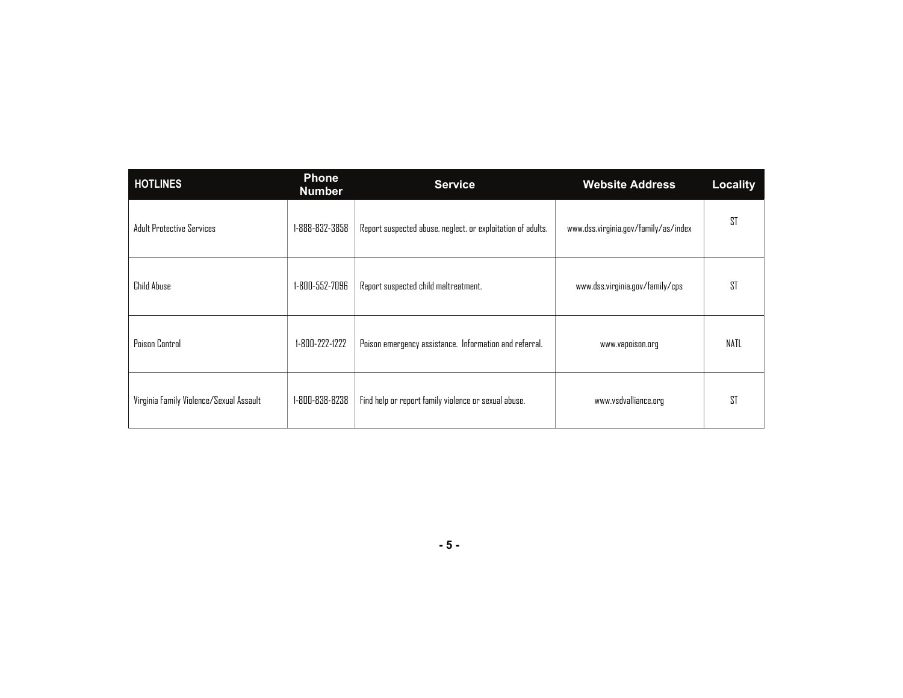| HOTLINES | Phone Number | Service | Website Address | Locality |
|---|---|---|---|---|
| Adult Protective Services | 1-888-832-3858 | Report suspected abuse, neglect, or exploitation of adults. | www.dss.virginia.gov/family/as/index | ST |
| Child Abuse | 1-800-552-7096 | Report suspected child maltreatment. | www.dss.virginia.gov/family/cps | ST |
| Poison Control | 1-800-222-1222 | Poison emergency assistance. Information and referral. | www.vapoison.org | NATL |
| Virginia Family Violence/Sexual Assault | 1-800-838-8238 | Find help or report family violence or sexual abuse. | www.vsdvalliance.org | ST |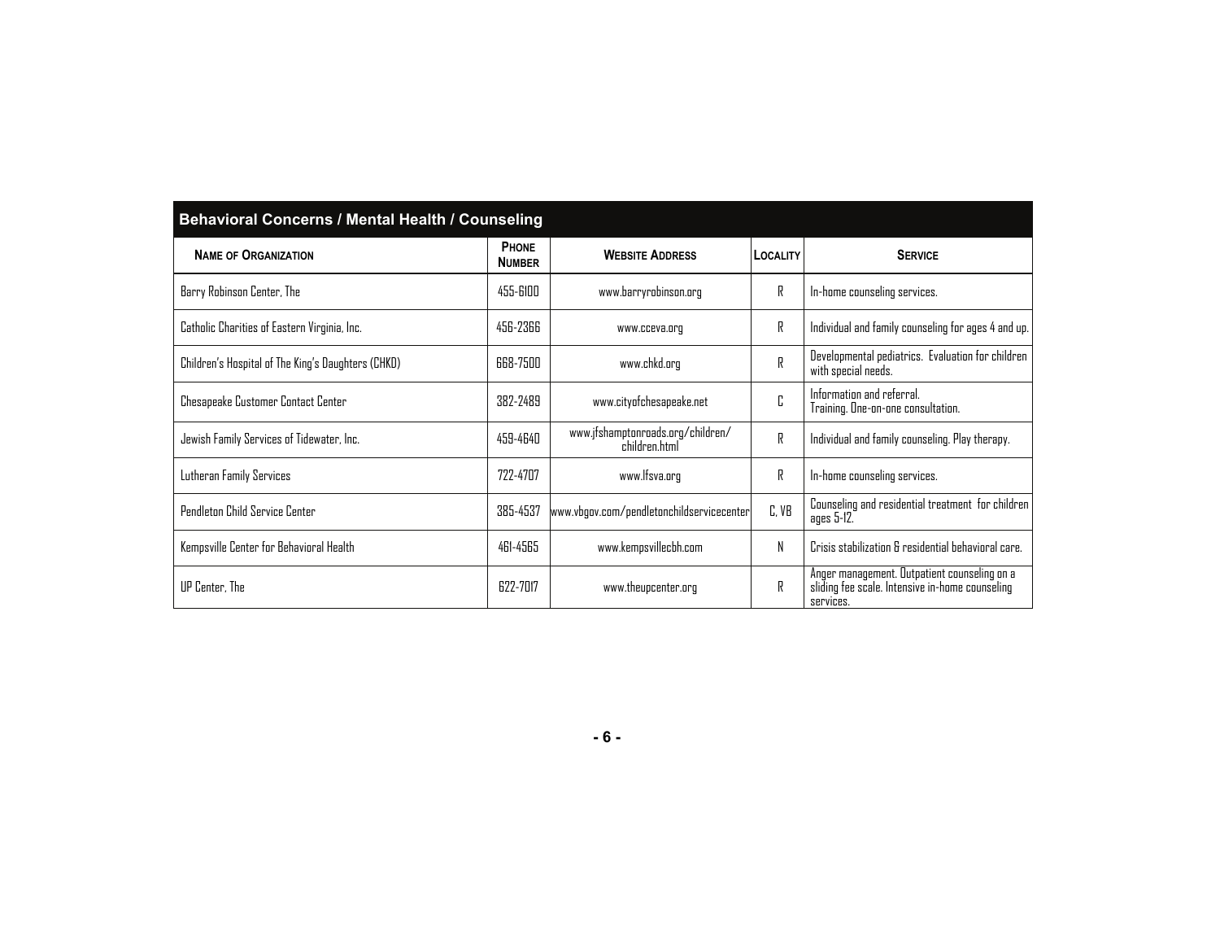## Behavioral Concerns / Mental Health / Counseling

| Name of Organization | Phone Number | Website Address | Locality | Service |
|---|---|---|---|---|
| Barry Robinson Center, The | 455-6100 | www.barryrobinson.org | R | In-home counseling services. |
| Catholic Charities of Eastern Virginia, Inc. | 456-2366 | www.cceva.org | R | Individual and family counseling for ages 4 and up. |
| Children's Hospital of The King's Daughters (CHKD) | 668-7500 | www.chkd.org | R | Developmental pediatrics. Evaluation for children with special needs. |
| Chesapeake Customer Contact Center | 382-2489 | www.cityofchesapeake.net | C | Information and referral. Training. One-on-one consultation. |
| Jewish Family Services of Tidewater, Inc. | 459-4640 | www.jfshamptonroads.org/children/children.html | R | Individual and family counseling. Play therapy. |
| Lutheran Family Services | 722-4707 | www.lfsva.org | R | In-home counseling services. |
| Pendleton Child Service Center | 385-4537 | www.vbgov.com/pendletonchildservicecenter | C, VB | Counseling and residential treatment for children ages 5-12. |
| Kempsville Center for Behavioral Health | 461-4565 | www.kempsvillecbh.com | N | Crisis stabilization & residential behavioral care. |
| UP Center, The | 622-7017 | www.theupcenter.org | R | Anger management. Outpatient counseling on a sliding fee scale. Intensive in-home counseling services. |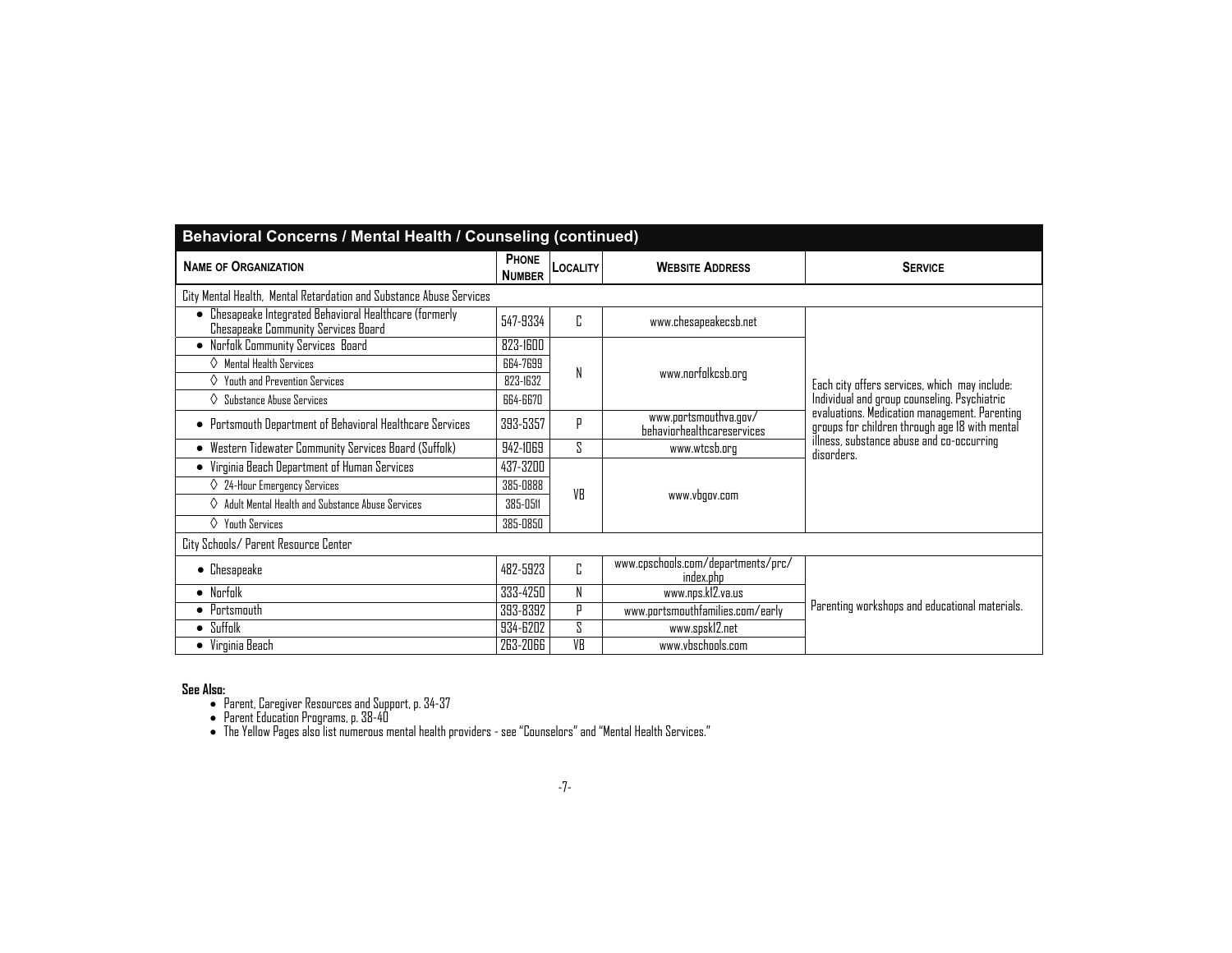## Behavioral Concerns / Mental Health / Counseling (continued)

| NAME OF ORGANIZATION | PHONE NUMBER | LOCALITY | WEBSITE ADDRESS | SERVICE |
|---|---|---|---|---|
| City Mental Health, Mental Retardation and Substance Abuse Services | | | | |
| • Chesapeake Integrated Behavioral Healthcare (formerly Chesapeake Community Services Board | 547-9334 | C | www.chesapeakecsb.net | Each city offers services, which may include: Individual and group counseling. Psychiatric evaluations. Medication management. Parenting groups for children through age 18 with mental illness, substance abuse and co-occurring disorders. |
| • Norfolk Community Services Board | 823-1600 | N | www.norfolkcsb.org | |
| ◊ Mental Health Services | 664-7699 | | | |
| ◊ Youth and Prevention Services | 823-1632 | | | |
| ◊ Substance Abuse Services | 664-6670 | | | |
| • Portsmouth Department of Behavioral Healthcare Services | 393-5357 | P | www.portsmouthva.gov/behaviorhealthcareservices | |
| • Western Tidewater Community Services Board (Suffolk) | 942-1069 | S | www.wtcsb.org | |
| • Virginia Beach Department of Human Services | 437-3200 | VB | www.vbgov.com | |
| ◊ 24-Hour Emergency Services | 385-0888 | | | |
| ◊ Adult Mental Health and Substance Abuse Services | 385-0511 | | | |
| ◊ Youth Services | 385-0850 | | | |
| City Schools/ Parent Resource Center | | | | |
| • Chesapeake | 482-5923 | C | www.cpschools.com/departments/prc/index.php | Parenting workshops and educational materials. |
| • Norfolk | 333-4250 | N | www.nps.k12.va.us | |
| • Portsmouth | 393-8392 | P | www.portsmouthfamilies.com/early | |
| • Suffolk | 934-6202 | S | www.spsk12.net | |
| • Virginia Beach | 263-2066 | VB | www.vbschools.com | |

**See Also:**

- Parent, Caregiver Resources and Support, p. 34-37
- Parent Education Programs, p. 38-40
- The Yellow Pages also list numerous mental health providers - see "Counselors" and "Mental Health Services."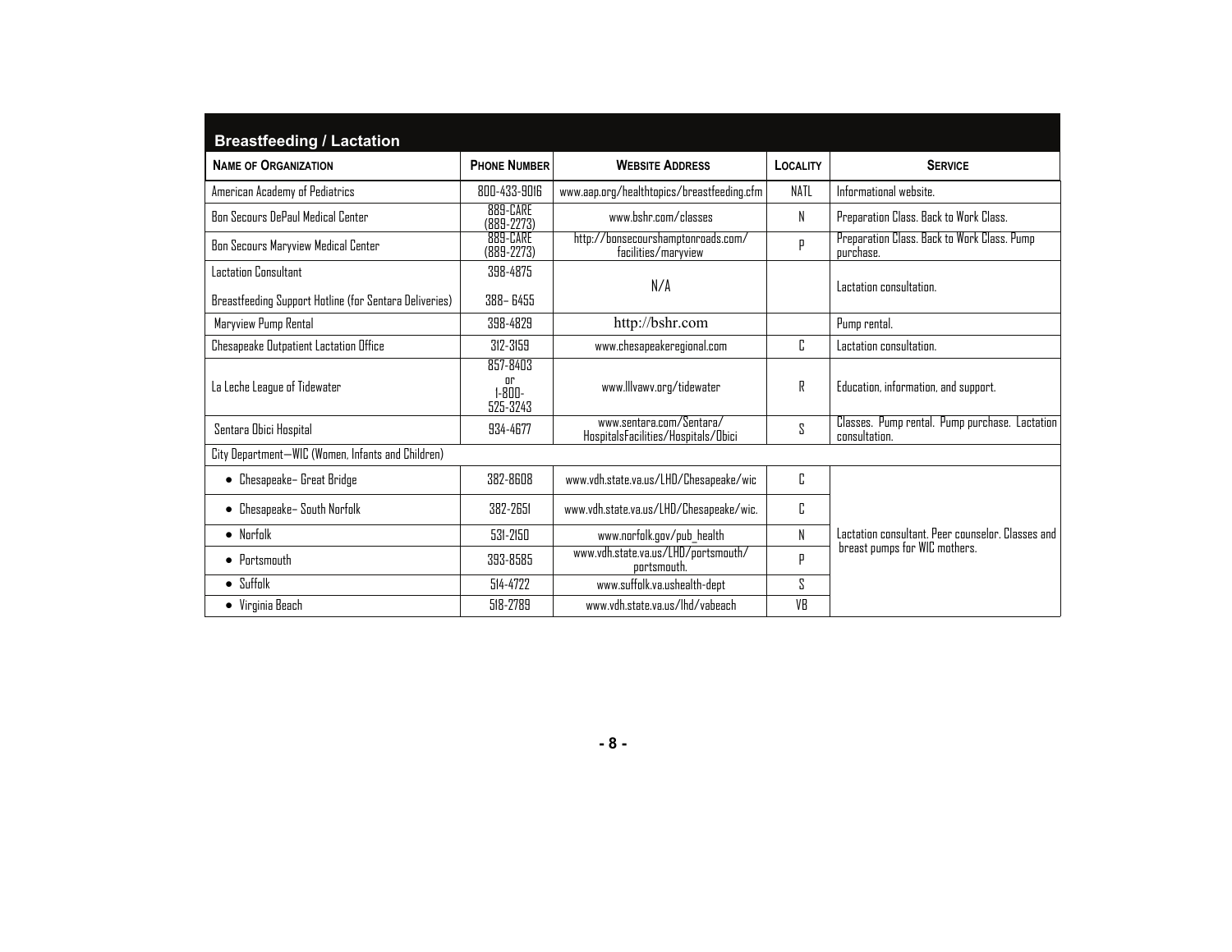## Breastfeeding / Lactation

| Name of Organization | Phone Number | Website Address | Locality | Service |
|---|---|---|---|---|
| American Academy of Pediatrics | 800-433-9016 | www.aap.org/healthtopics/breastfeeding.cfm | NATL | Informational website. |
| Bon Secours DePaul Medical Center | 889-CARE (889-2273) | www.bshr.com/classes | N | Preparation Class. Back to Work Class. |
| Bon Secours Maryview Medical Center | 889-CARE (889-2273) | http://bonsecourshamptonroads.com/facilities/maryview | P | Preparation Class. Back to Work Class. Pump purchase. |
| Lactation Consultant | 398-4875 | N/A | | Lactation consultation. |
| Breastfeeding Support Hotline (for Sentara Deliveries) | 388– 6455 | | | |
| Maryview Pump Rental | 398-4829 | http://bshr.com | | Pump rental. |
| Chesapeake Outpatient Lactation Office | 312-3159 | www.chesapeakeregional.com | C | Lactation consultation. |
| La Leche League of Tidewater | 857-8403 or 1-800-525-3243 | www.lllvawv.org/tidewater | R | Education, information, and support. |
| Sentara Obici Hospital | 934-4677 | www.sentara.com/Sentara/HospitalsFacilities/Hospitals/Obici | S | Classes. Pump rental. Pump purchase. Lactation consultation. |
| City Department—WIC (Women, Infants and Children) | | | | |
| • Chesapeake– Great Bridge | 382-8608 | www.vdh.state.va.us/LHD/Chesapeake/wic | C | Lactation consultant. Peer counselor. Classes and breast pumps for WIC mothers. |
| • Chesapeake– South Norfolk | 382-2651 | www.vdh.state.va.us/LHD/Chesapeake/wic. | C | |
| • Norfolk | 531-2150 | www.norfolk.gov/pub_health | N | |
| • Portsmouth | 393-8585 | www.vdh.state.va.us/LHD/portsmouth/portsmouth. | P | |
| • Suffolk | 514-4722 | www.suffolk.va.ushealth-dept | S | |
| • Virginia Beach | 518-2789 | www.vdh.state.va.us/lhd/vabeach | VB | |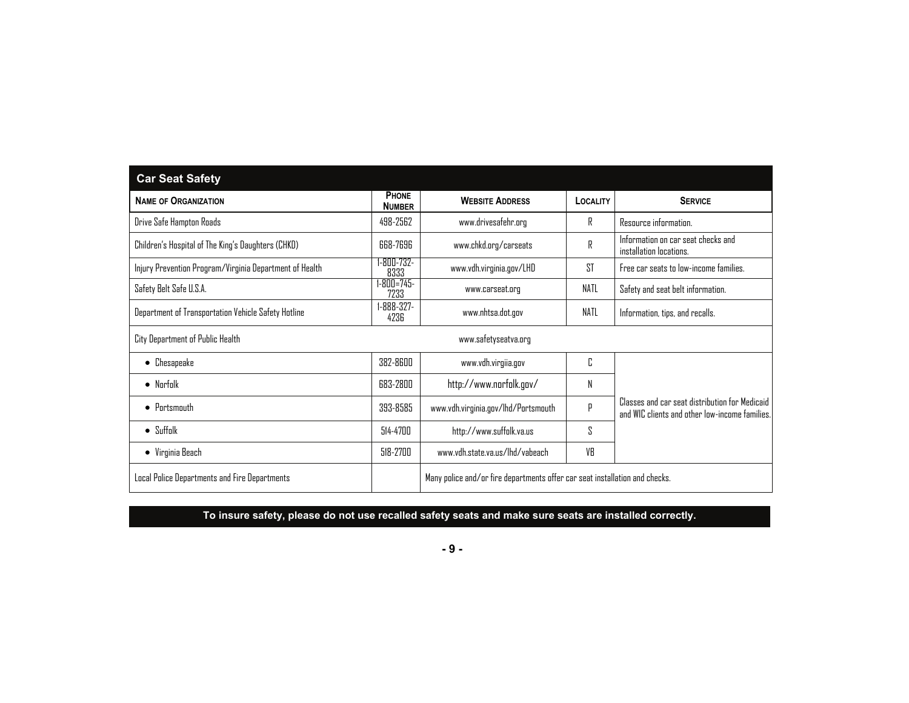## Car Seat Safety

| Name of Organization | Phone Number | Website Address | Locality | Service |
|---|---|---|---|---|
| Drive Safe Hampton Roads | 498-2562 | www.drivesafehr.org | R | Resource information. |
| Children's Hospital of The King's Daughters (CHKD) | 668-7696 | www.chkd.org/carseats | R | Information on car seat checks and installation locations. |
| Injury Prevention Program/Virginia Department of Health | 1-800-732-8333 | www.vdh.virginia.gov/LHD | ST | Free car seats to low-income families. |
| Safety Belt Safe U.S.A. | 1-800=745-7233 | www.carseat.org | NATL | Safety and seat belt information. |
| Department of Transportation Vehicle Safety Hotline | 1-888-327-4236 | www.nhtsa.dot.gov | NATL | Information, tips, and recalls. |
| City Department of Public Health | | www.safetyseatva.org | | |
| • Chesapeake | 382-8600 | www.vdh.virgiia.gov | C | Classes and car seat distribution for Medicaid and WIC clients and other low-income families. |
| • Norfolk | 683-2800 | http://www.norfolk.gov/ | N | |
| • Portsmouth | 393-8585 | www.vdh.virginia.gov/lhd/Portsmouth | P | |
| • Suffolk | 514-4700 | http://www.suffolk.va.us | S | |
| • Virginia Beach | 518-2700 | www.vdh.state.va.us/lhd/vabeach | VB | |
| Local Police Departments and Fire Departments | | Many police and/or fire departments offer car seat installation and checks. | | |

**To insure safety, please do not use recalled safety seats and make sure seats are installed correctly.**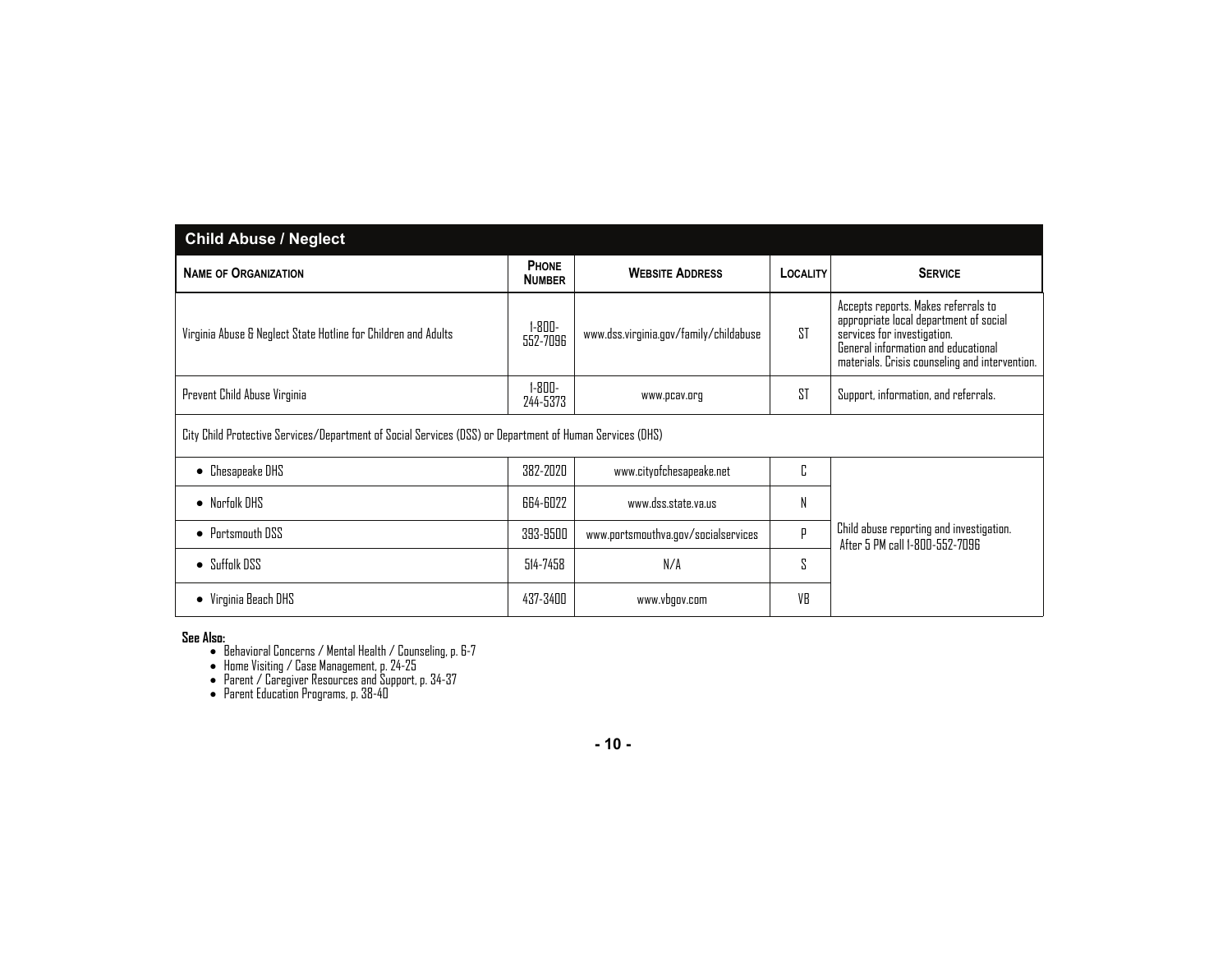## Child Abuse / Neglect

| NAME OF ORGANIZATION | PHONE NUMBER | WEBSITE ADDRESS | LOCALITY | SERVICE |
|---|---|---|---|---|
| Virginia Abuse & Neglect State Hotline for Children and Adults | 1-800-552-7096 | www.dss.virginia.gov/family/childabuse | ST | Accepts reports. Makes referrals to appropriate local department of social services for investigation. General information and educational materials. Crisis counseling and intervention. |
| Prevent Child Abuse Virginia | 1-800-244-5373 | www.pcav.org | ST | Support, information, and referrals. |
| City Child Protective Services/Department of Social Services (DSS) or Department of Human Services (DHS) | | | | |
| • Chesapeake DHS | 382-2020 | www.cityofchesapeake.net | C | Child abuse reporting and investigation. After 5 PM call 1-800-552-7096 |
| • Norfolk DHS | 664-6022 | www.dss.state.va.us | N | |
| • Portsmouth DSS | 393-9500 | www.portsmouthva.gov/socialservices | P | |
| • Suffolk DSS | 514-7458 | N/A | S | |
| • Virginia Beach DHS | 437-3400 | www.vbgov.com | VB | |

**See Also:**

- Behavioral Concerns / Mental Health / Counseling, p. 6-7
- Home Visiting / Case Management, p. 24-25
- Parent / Caregiver Resources and Support, p. 34-37
- Parent Education Programs, p. 38-40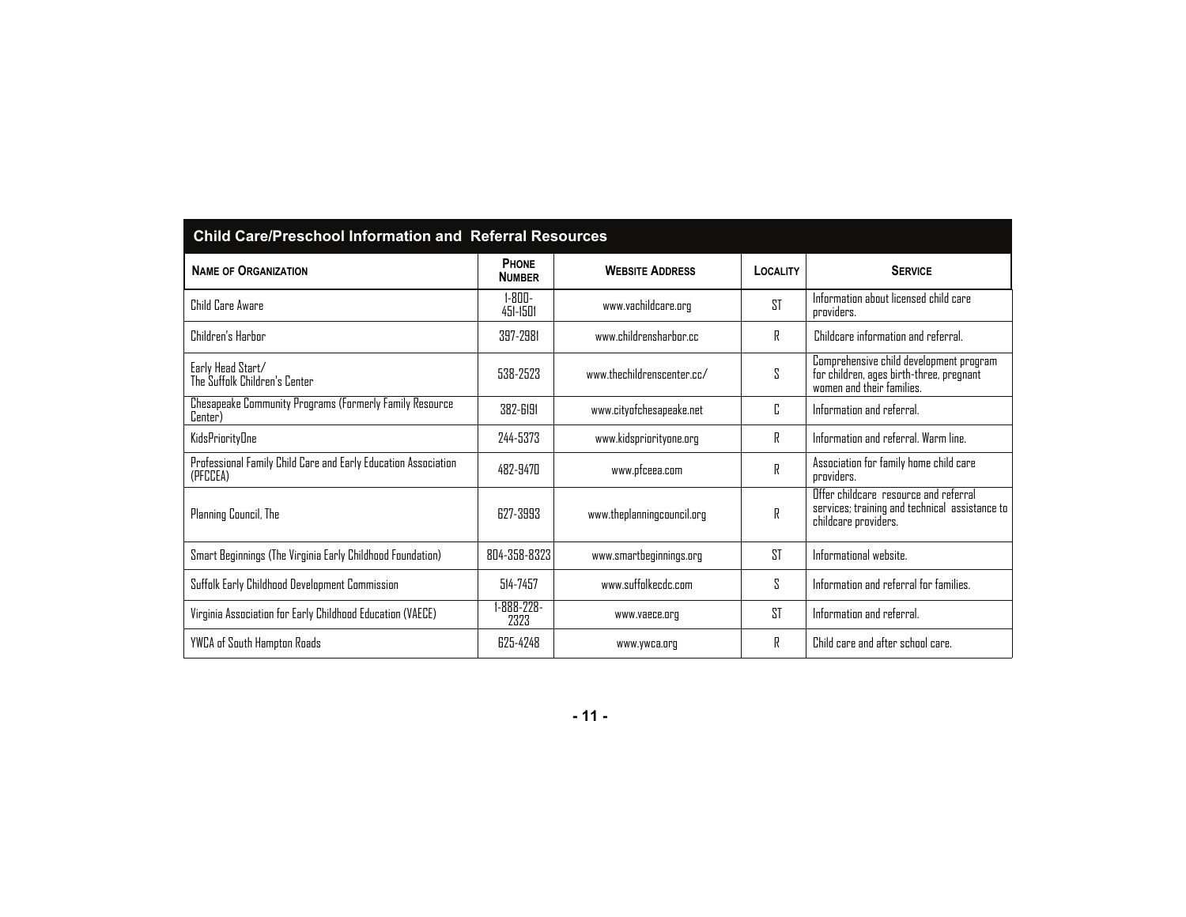## Child Care/Preschool Information and Referral Resources

| Name of Organization | Phone Number | Website Address | Locality | Service |
|---|---|---|---|---|
| Child Care Aware | 1-800-451-1501 | www.vachildcare.org | ST | Information about licensed child care providers. |
| Children's Harbor | 397-2981 | www.childrensharbor.cc | R | Childcare information and referral. |
| Early Head Start/ The Suffolk Children's Center | 538-2523 | www.thechildrenscenter.cc/ | S | Comprehensive child development program for children, ages birth-three, pregnant women and their families. |
| Chesapeake Community Programs (Formerly Family Resource Center) | 382-6191 | www.cityofchesapeake.net | C | Information and referral. |
| KidsPriorityOne | 244-5373 | www.kidspriorityone.org | R | Information and referral. Warm line. |
| Professional Family Child Care and Early Education Association (PFCCEA) | 482-9470 | www.pfceea.com | R | Association for family home child care providers. |
| Planning Council, The | 627-3993 | www.theplanningcouncil.org | R | Offer childcare resource and referral services; training and technical assistance to childcare providers. |
| Smart Beginnings (The Virginia Early Childhood Foundation) | 804-358-8323 | www.smartbeginnings.org | ST | Informational website. |
| Suffolk Early Childhood Development Commission | 514-7457 | www.suffolkecdc.com | S | Information and referral for families. |
| Virginia Association for Early Childhood Education (VAECE) | 1-888-228-2323 | www.vaece.org | ST | Information and referral. |
| YWCA of South Hampton Roads | 625-4248 | www.ywca.org | R | Child care and after school care. |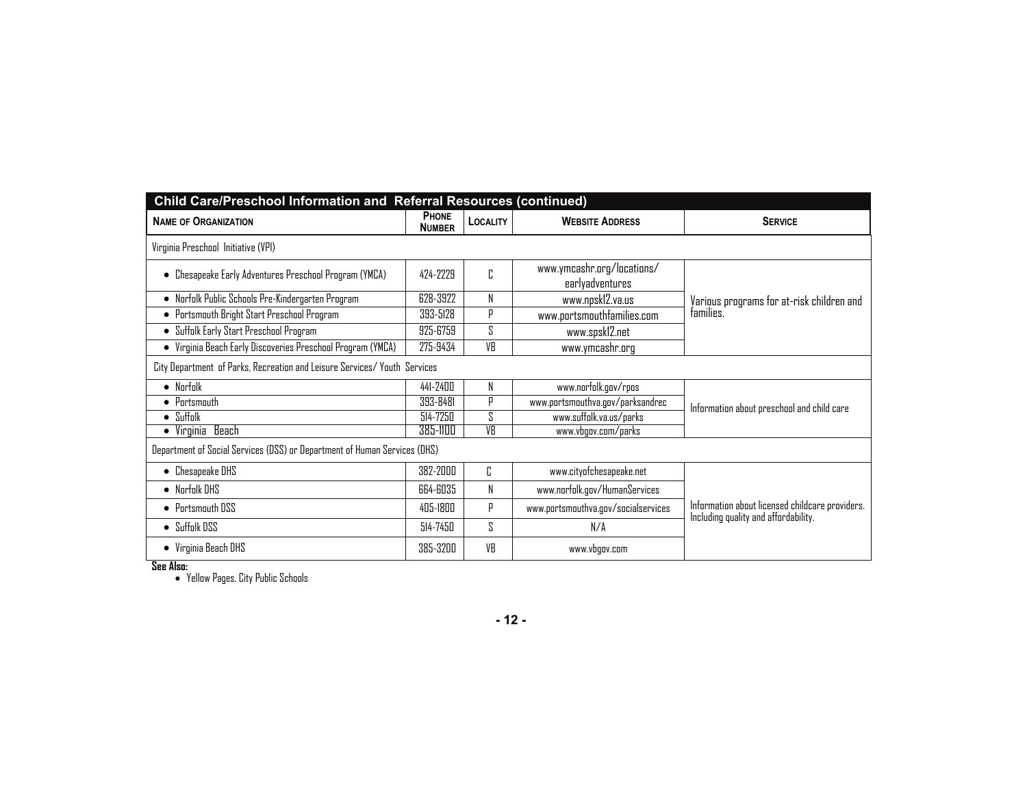## Child Care/Preschool Information and Referral Resources (continued)

| Name of Organization | Phone Number | Locality | Website Address | Service |
|---|---|---|---|---|
| Virginia Preschool Initiative (VPI) | | | | |
| • Chesapeake Early Adventures Preschool Program (YMCA) | 424-2229 | C | www.ymcashr.org/locations/earlyadventures | Various programs for at-risk children and families. |
| • Norfolk Public Schools Pre-Kindergarten Program | 628-3922 | N | www.npsk12.va.us | |
| • Portsmouth Bright Start Preschool Program | 393-5128 | P | www.portsmouthfamilies.com | |
| • Suffolk Early Start Preschool Program | 925-6759 | S | www.spsk12.net | |
| • Virginia Beach Early Discoveries Preschool Program (YMCA) | 275-9434 | VB | www.ymcashr.org | |
| City Department of Parks, Recreation and Leisure Services/ Youth Services | | | | |
| • Norfolk | 441-2400 | N | www.norfolk.gov/rpos | Information about preschool and child care |
| • Portsmouth | 393-8481 | P | www.portsmouthva.gov/parksandrec | |
| • Suffolk | 514-7250 | S | www.suffolk.va.us/parks | |
| • Virginia Beach | 385-1100 | VB | www.vbgov.com/parks | |
| Department of Social Services (DSS) or Department of Human Services (DHS) | | | | |
| • Chesapeake DHS | 382-2000 | C | www.cityofchesapeake.net | Information about licensed childcare providers. Including quality and affordability. |
| • Norfolk DHS | 664-6035 | N | www.norfolk.gov/HumanServices | |
| • Portsmouth DSS | 405-1800 | P | www.portsmouthva.gov/socialservices | |
| • Suffolk DSS | 514-7450 | S | N/A | |
| • Virginia Beach DHS | 385-3200 | VB | www.vbgov.com | |

**See Also:**

- Yellow Pages, City Public Schools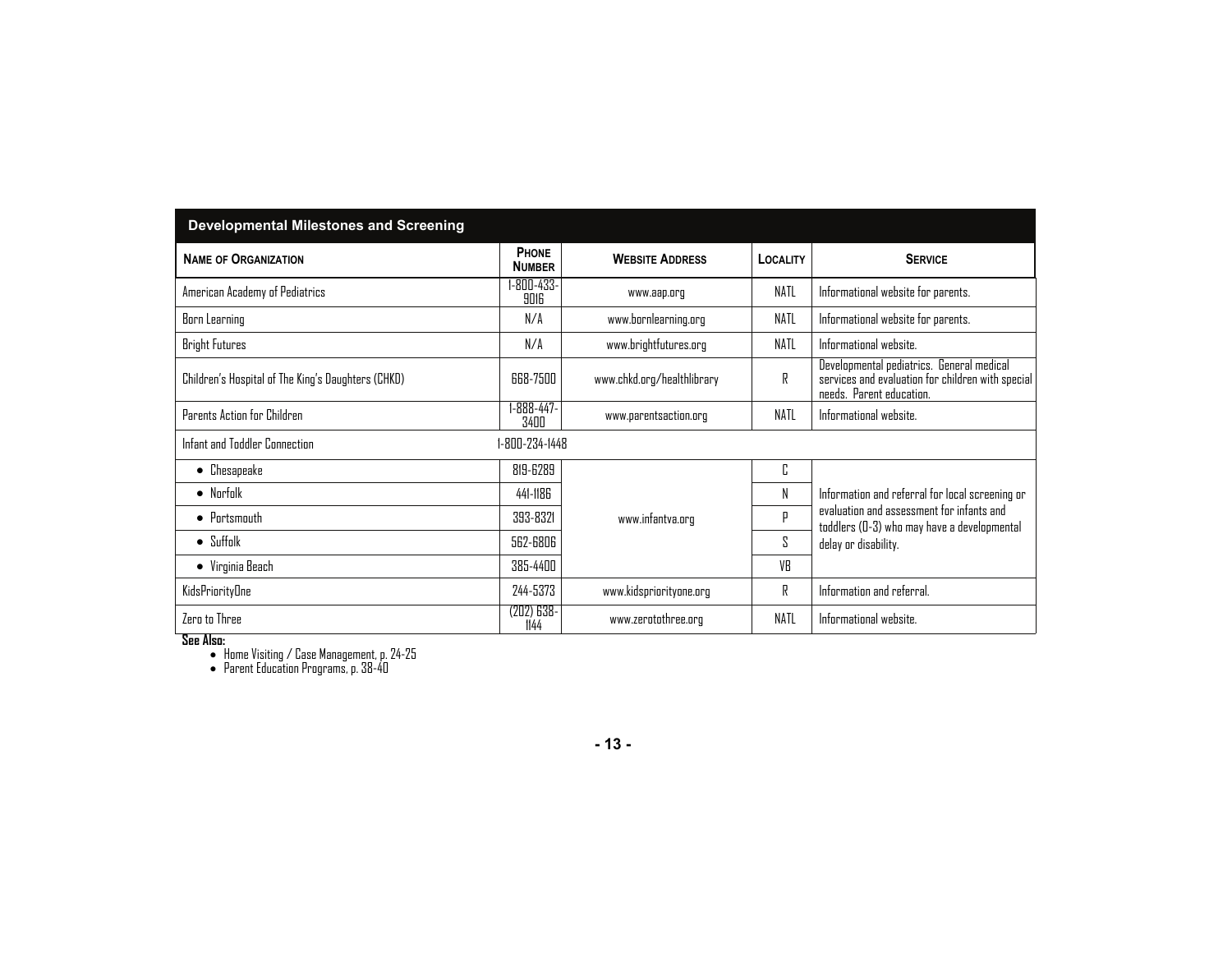## Developmental Milestones and Screening

| Name of Organization | Phone Number | Website Address | Locality | Service |
|---|---|---|---|---|
| American Academy of Pediatrics | 1-800-433-9016 | www.aap.org | NATL | Informational website for parents. |
| Born Learning | N/A | www.bornlearning.org | NATL | Informational website for parents. |
| Bright Futures | N/A | www.brightfutures.org | NATL | Informational website. |
| Children's Hospital of The King's Daughters (CHKD) | 668-7500 | www.chkd.org/healthlibrary | R | Developmental pediatrics. General medical services and evaluation for children with special needs. Parent education. |
| Parents Action for Children | 1-888-447-3400 | www.parentsaction.org | NATL | Informational website. |
| Infant and Toddler Connection | 1-800-234-1448 | | | |
| • Chesapeake | 819-6289 | www.infantva.org | C | Information and referral for local screening or evaluation and assessment for infants and toddlers (0-3) who may have a developmental delay or disability. |
| • Norfolk | 441-1186 | | N | |
| • Portsmouth | 393-8321 | | P | |
| • Suffolk | 562-6806 | | S | |
| • Virginia Beach | 385-4400 | | VB | |
| KidsPriorityOne | 244-5373 | www.kidspriorityone.org | R | Information and referral. |
| Zero to Three | (202) 638-1144 | www.zerotothree.org | NATL | Informational website. |

**See Also:**

- Home Visiting / Case Management, p. 24-25
- Parent Education Programs, p. 38-40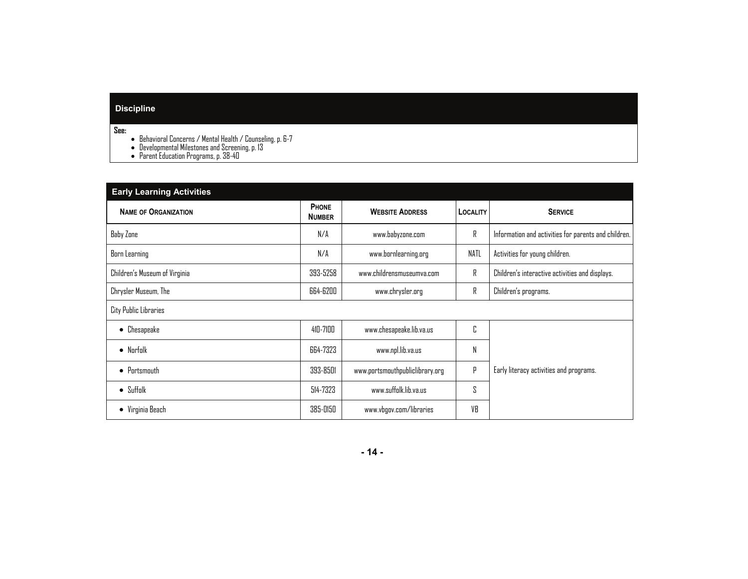## Discipline

**See:**

- Behavioral Concerns / Mental Health / Counseling, p. 6-7
- Developmental Milestones and Screening, p. 13
- Parent Education Programs, p. 38-40

## Early Learning Activities

| Name of Organization | Phone Number | Website Address | Locality | Service |
|---|---|---|---|---|
| Baby Zone | N/A | www.babyzone.com | R | Information and activities for parents and children. |
| Born Learning | N/A | www.bornlearning.org | NATL | Activities for young children. |
| Children's Museum of Virginia | 393-5258 | www.childrensmuseumva.com | R | Children's interactive activities and displays. |
| Chrysler Museum, The | 664-6200 | www.chrysler.org | R | Children's programs. |
| City Public Libraries | | | | |
| • Chesapeake | 410-7100 | www.chesapeake.lib.va.us | C | Early literacy activities and programs. |
| • Norfolk | 664-7323 | www.npl.lib.va.us | N | |
| • Portsmouth | 393-8501 | www.portsmouthpubliclibrary.org | P | |
| • Suffolk | 514-7323 | www.suffolk.lib.va.us | S | |
| • Virginia Beach | 385-0150 | www.vbgov.com/libraries | VB | |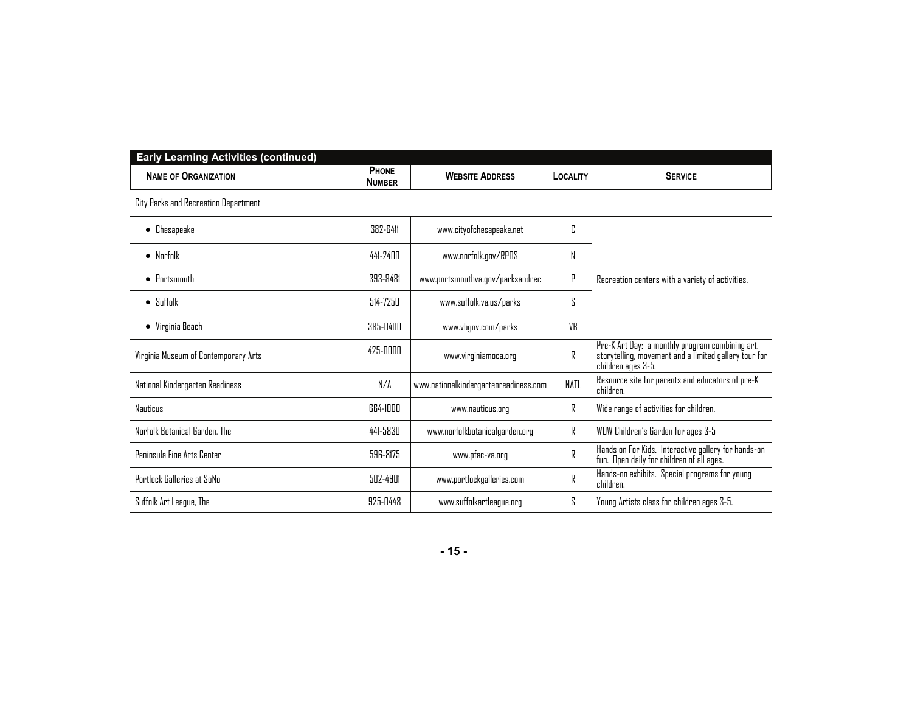## Early Learning Activities (continued)

| Name of Organization | Phone Number | Website Address | Locality | Service |
|---|---|---|---|---|
| City Parks and Recreation Department | | | | |
| • Chesapeake | 382-6411 | www.cityofchesapeake.net | C | Recreation centers with a variety of activities. |
| • Norfolk | 441-2400 | www.norfolk.gov/RPOS | N | |
| • Portsmouth | 393-8481 | www.portsmouthva.gov/parksandrec | P | |
| • Suffolk | 514-7250 | www.suffolk.va.us/parks | S | |
| • Virginia Beach | 385-0400 | www.vbgov.com/parks | VB | |
| Virginia Museum of Contemporary Arts | 425-0000 | www.virginiamoca.org | R | Pre-K Art Day: a monthly program combining art, storytelling, movement and a limited gallery tour for children ages 3-5. |
| National Kindergarten Readiness | N/A | www.nationalkindergartenreadiness.com | NATL | Resource site for parents and educators of pre-K children. |
| Nauticus | 664-1000 | www.nauticus.org | R | Wide range of activities for children. |
| Norfolk Botanical Garden, The | 441-5830 | www.norfolkbotanicalgarden.org | R | WOW Children's Garden for ages 3-5 |
| Peninsula Fine Arts Center | 596-8175 | www.pfac-va.org | R | Hands on For Kids. Interactive gallery for hands-on fun. Open daily for children of all ages. |
| Portlock Galleries at SoNo | 502-4901 | www.portlockgalleries.com | R | Hands-on exhibits. Special programs for young children. |
| Suffolk Art League, The | 925-0448 | www.suffolkartleague.org | S | Young Artists class for children ages 3-5. |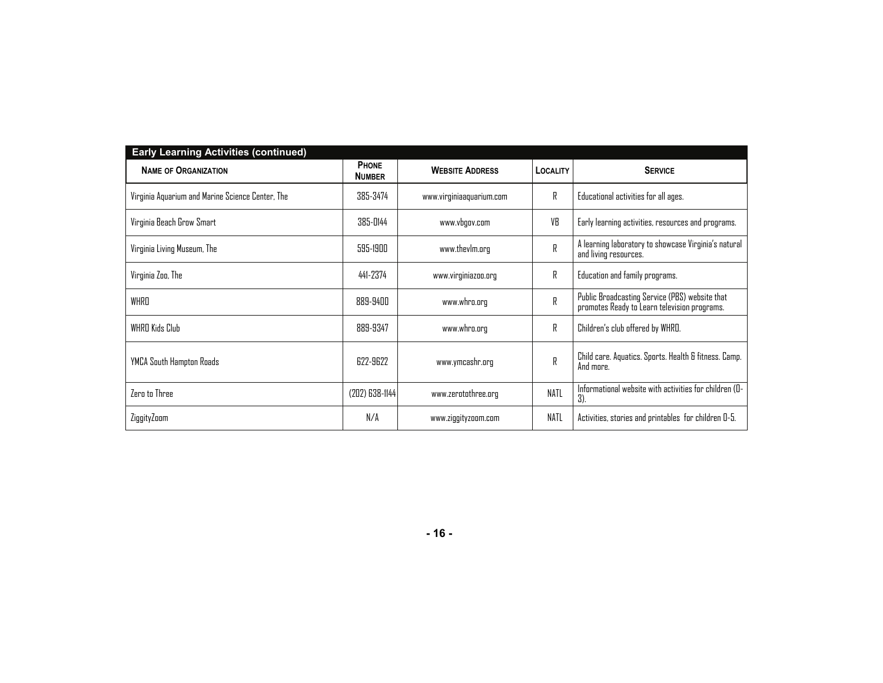## Early Learning Activities (continued)

| Name of Organization | Phone Number | Website Address | Locality | Service |
|---|---|---|---|---|
| Virginia Aquarium and Marine Science Center, The | 385-3474 | www.virginiaaquarium.com | R | Educational activities for all ages. |
| Virginia Beach Grow Smart | 385-0144 | www.vbgov.com | VB | Early learning activities, resources and programs. |
| Virginia Living Museum, The | 595-1900 | www.thevlm.org | R | A learning laboratory to showcase Virginia's natural and living resources. |
| Virginia Zoo, The | 441-2374 | www.virginiazoo.org | R | Education and family programs. |
| WHRO | 889-9400 | www.whro.org | R | Public Broadcasting Service (PBS) website that promotes Ready to Learn television programs. |
| WHRO Kids Club | 889-9347 | www.whro.org | R | Children's club offered by WHRO. |
| YMCA South Hampton Roads | 622-9622 | www.ymcashr.org | R | Child care. Aquatics. Sports. Health & fitness. Camp. And more. |
| Zero to Three | (202) 638-1144 | www.zerotothree.org | NATL | Informational website with activities for children (0-3). |
| ZiggityZoom | N/A | www.ziggityzoom.com | NATL | Activities, stories and printables for children 0-5. |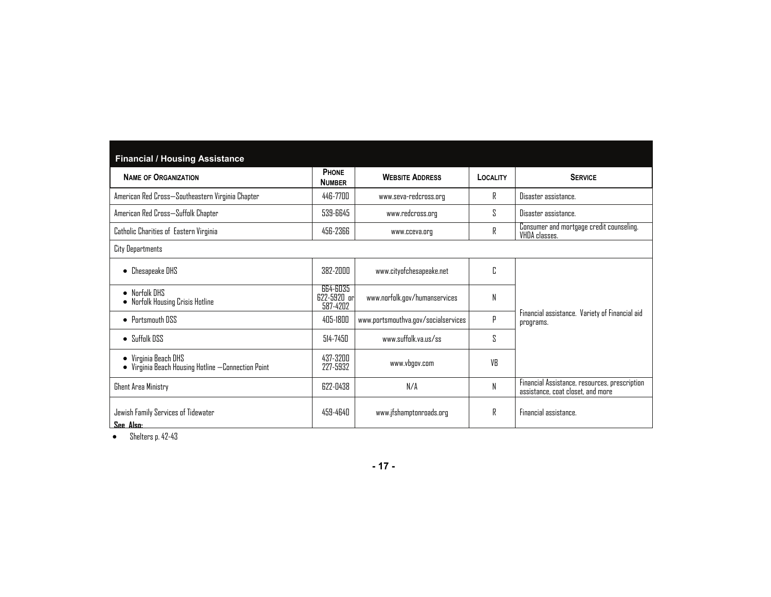## Financial / Housing Assistance

| Name of Organization | Phone Number | Website Address | Locality | Service |
|---|---|---|---|---|
| American Red Cross—Southeastern Virginia Chapter | 446-7700 | www.seva-redcross.org | R | Disaster assistance. |
| American Red Cross—Suffolk Chapter | 539-6645 | www.redcross.org | S | Disaster assistance. |
| Catholic Charities of Eastern Virginia | 456-2366 | www.cceva.org | R | Consumer and mortgage credit counseling. VHDA classes. |
| City Departments | | | | |
| • Chesapeake DHS | 382-2000 | www.cityofchesapeake.net | C | Financial assistance. Variety of Financial aid programs. |
| • Norfolk DHS<br>• Norfolk Housing Crisis Hotline | 664-6035<br>622-5920 or 587-4202 | www.norfolk.gov/humanservices | N | |
| • Portsmouth DSS | 405-1800 | www.portsmouthva.gov/socialservices | P | |
| • Suffolk DSS | 514-7450 | www.suffolk.va.us/ss | S | |
| • Virginia Beach DHS<br>• Virginia Beach Housing Hotline —Connection Point | 437-3200<br>227-5932 | www.vbgov.com | VB | |
| Ghent Area Ministry | 622-0438 | N/A | N | Financial Assistance, resources, prescription assistance, coat closet, and more |
| Jewish Family Services of Tidewater | 459-4640 | www.jfshamptonroads.org | R | Financial assistance. |

**See Also:**

- Shelters p. 42-43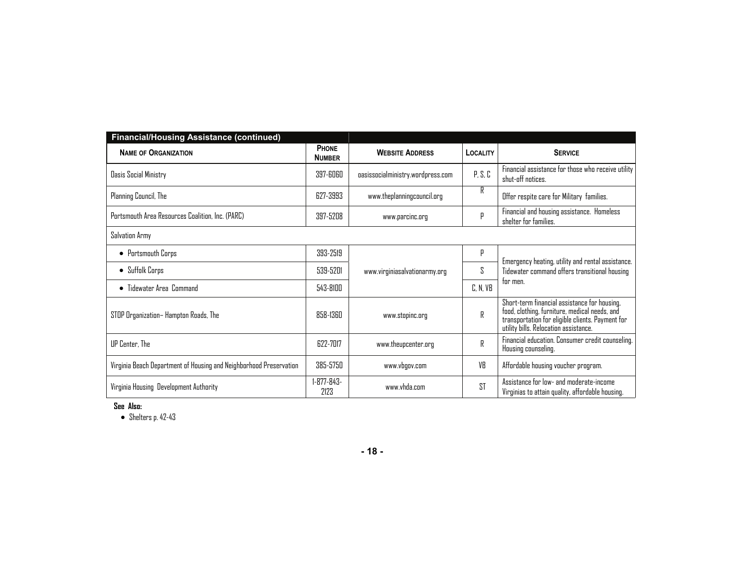## Financial/Housing Assistance (continued)

| NAME OF ORGANIZATION | PHONE NUMBER | WEBSITE ADDRESS | LOCALITY | SERVICE |
|---|---|---|---|---|
| Oasis Social Ministry | 397-6060 | oasissocialministry.wordpress.com | P, S, C | Financial assistance for those who receive utility shut-off notices. |
| Planning Council, The | 627-3993 | www.theplanningcouncil.org | R | Offer respite care for Military families. |
| Portsmouth Area Resources Coalition, Inc. (PARC) | 397-5208 | www.parcinc.org | P | Financial and housing assistance. Homeless shelter for families. |
| Salvation Army | | | | |
| • Portsmouth Corps | 393-2519 | www.virginiasalvationarmy.org | P | Emergency heating, utility and rental assistance. Tidewater command offers transitional housing for men. |
| • Suffolk Corps | 539-5201 | | S | |
| • Tidewater Area Command | 543-8100 | | C, N, VB | |
| STOP Organization– Hampton Roads, The | 858-1360 | www.stopinc.org | R | Short-term financial assistance for housing, food, clothing, furniture, medical needs, and transportation for eligible clients. Payment for utility bills. Relocation assistance. |
| UP Center, The | 622-7017 | www.theupcenter.org | R | Financial education. Consumer credit counseling. Housing counseling. |
| Virginia Beach Department of Housing and Neighborhood Preservation | 385-5750 | www.vbgov.com | VB | Affordable housing voucher program. |
| Virginia Housing Development Authority | 1-877-843-2123 | www.vhda.com | ST | Assistance for low- and moderate-income Virginias to attain quality, affordable housing. |

**See Also:**

- Shelters p. 42-43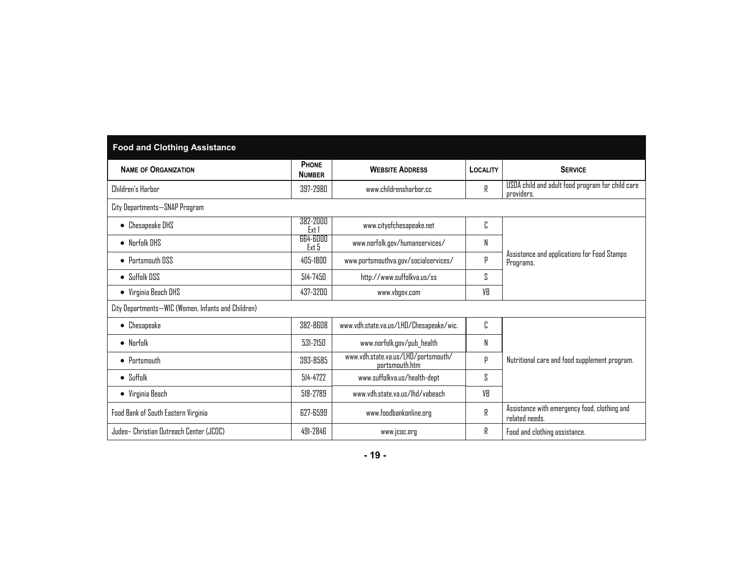## Food and Clothing Assistance

| Name of Organization | Phone Number | Website Address | Locality | Service |
|---|---|---|---|---|
| Children's Harbor | 397-2980 | www.childrensharbor.cc | R | USDA child and adult food program for child care providers. |
| City Departments—SNAP Program | | | | |
| • Chesapeake DHS | 382-2000 Ext 1 | www.cityofchesapeake.net | C | Assistance and applications for Food Stamps Programs. |
| • Norfolk DHS | 664-6000 Ext 5 | www.norfolk.gov/humanservices/ | N | |
| • Portsmouth DSS | 405-1800 | www.portsmouthva.gov/socialservices/ | P | |
| • Suffolk DSS | 514-7450 | http://www.suffolkva.us/ss | S | |
| • Virginia Beach DHS | 437-3200 | www.vbgov.com | VB | |
| City Departments—WIC (Women, Infants and Children) | | | | |
| • Chesapeake | 382-8608 | www.vdh.state.va.us/LHD/Chesapeake/wic. | C | Nutritional care and food supplement program. |
| • Norfolk | 531-2150 | www.norfolk.gov/pub_health | N | |
| • Portsmouth | 393-8585 | www.vdh.state.va.us/LHD/portsmouth/portsmouth.htm | P | |
| • Suffolk | 514-4722 | www.suffolkva.us/health-dept | S | |
| • Virginia Beach | 518-2789 | www.vdh.state.va.us/lhd/vabeach | VB | |
| Food Bank of South Eastern Virginia | 627-6599 | www.foodbankonline.org | R | Assistance with emergency food, clothing and related needs. |
| Judeo– Christian Outreach Center (JCOC) | 491-2846 | www.jcoc.org | R | Food and clothing assistance. |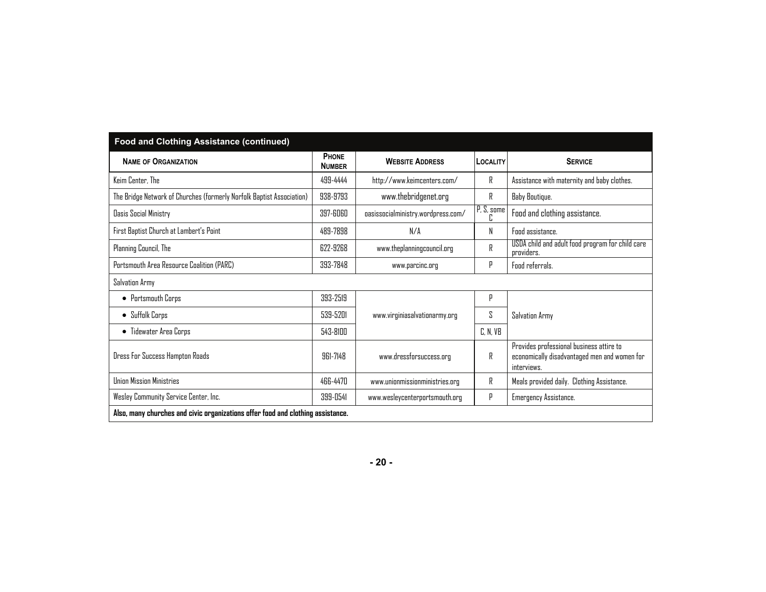## Food and Clothing Assistance (continued)

| Name of Organization | Phone Number | Website Address | Locality | Service |
|---|---|---|---|---|
| Keim Center, The | 499-4444 | http://www.keimcenters.com/ | R | Assistance with maternity and baby clothes. |
| The Bridge Network of Churches (formerly Norfolk Baptist Association) | 938-9793 | www.thebridgenet.org | R | Baby Boutique. |
| Oasis Social Ministry | 397-6060 | oasissocialministry.wordpress.com/ | P, S, some C | Food and clothing assistance. |
| First Baptist Church at Lambert's Point | 489-7898 | N/A | N | Food assistance. |
| Planning Council, The | 622-9268 | www.theplanningcouncil.org | R | USDA child and adult food program for child care providers. |
| Portsmouth Area Resource Coalition (PARC) | 393-7848 | www.parcinc.org | P | Food referrals. |
| Salvation Army | | | | |
| • Portsmouth Corps | 393-2519 | www.virginiasalvationarmy.org | P | Salvation Army |
| • Suffolk Corps | 539-5201 | | S | |
| • Tidewater Area Corps | 543-8100 | | C, N, VB | |
| Dress For Success Hampton Roads | 961-7148 | www.dressforsuccess.org | R | Provides professional business attire to economically disadvantaged men and women for interviews. |
| Union Mission Ministries | 466-4470 | www.unionmissionministries.org | R | Meals provided daily. Clothing Assistance. |
| Wesley Community Service Center, Inc. | 399-0541 | www.wesleycenterportsmouth.org | P | Emergency Assistance. |

**Also, many churches and civic organizations offer food and clothing assistance.**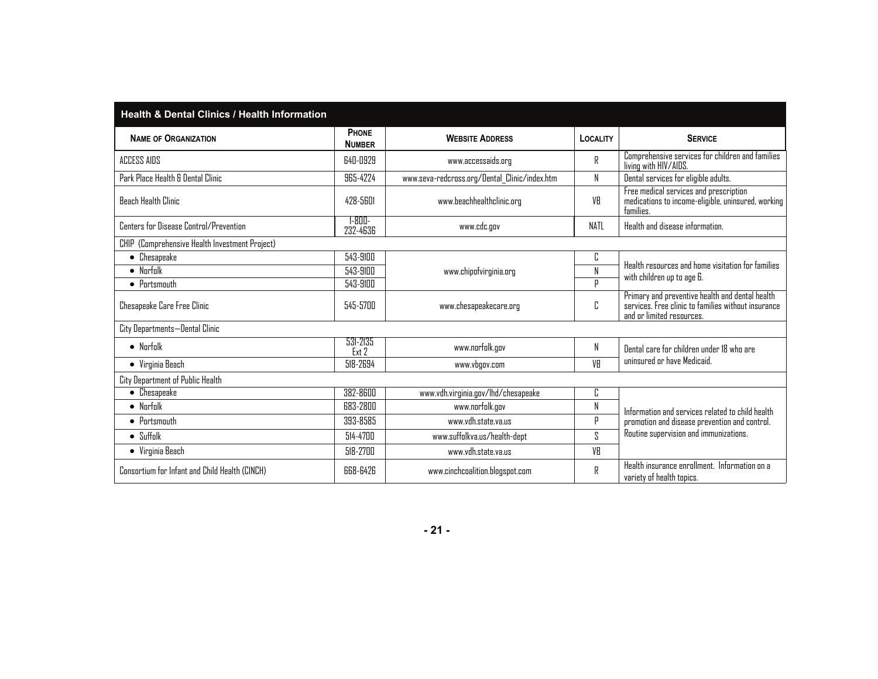## Health & Dental Clinics / Health Information

| Name of Organization | Phone Number | Website Address | Locality | Service |
|---|---|---|---|---|
| ACCESS AIDS | 640-0929 | www.accessaids.org | R | Comprehensive services for children and families living with HIV/AIDS. |
| Park Place Health & Dental Clinic | 965-4224 | www.seva-redcross.org/Dental_Clinic/index.htm | N | Dental services for eligible adults. |
| Beach Health Clinic | 428-5601 | www.beachhealthclinic.org | VB | Free medical services and prescription medications to income-eligible, uninsured, working families. |
| Centers for Disease Control/Prevention | 1-800-232-4636 | www.cdc.gov | NATL | Health and disease information. |
| CHIP (Comprehensive Health Investment Project) | | | | |
| • Chesapeake | 543-9100 | www.chipofvirginia.org | C | Health resources and home visitation for families with children up to age 6. |
| • Norfolk | 543-9100 | | N | |
| • Portsmouth | 543-9100 | | P | |
| Chesapeake Care Free Clinic | 545-5700 | www.chesapeakecare.org | C | Primary and preventive health and dental health services. Free clinic to families without insurance and or limited resources. |
| City Departments—Dental Clinic | | | | |
| • Norfolk | 531-2135 Ext 2 | www.norfolk.gov | N | Dental care for children under 18 who are uninsured or have Medicaid. |
| • Virginia Beach | 518-2694 | www.vbgov.com | VB | |
| City Department of Public Health | | | | |
| • Chesapeake | 382-8600 | www.vdh.virginia.gov/lhd/chesapeake | C | Information and services related to child health promotion and disease prevention and control. Routine supervision and immunizations. |
| • Norfolk | 683-2800 | www.norfolk.gov | N | |
| • Portsmouth | 393-8585 | www.vdh.state.va.us | P | |
| • Suffolk | 514-4700 | www.suffolkva.us/health-dept | S | |
| • Virginia Beach | 518-2700 | www.vdh.state.va.us | VB | |
| Consortium for Infant and Child Health (CINCH) | 668-6426 | www.cinchcoalition.blogspot.com | R | Health insurance enrollment. Information on a variety of health topics. |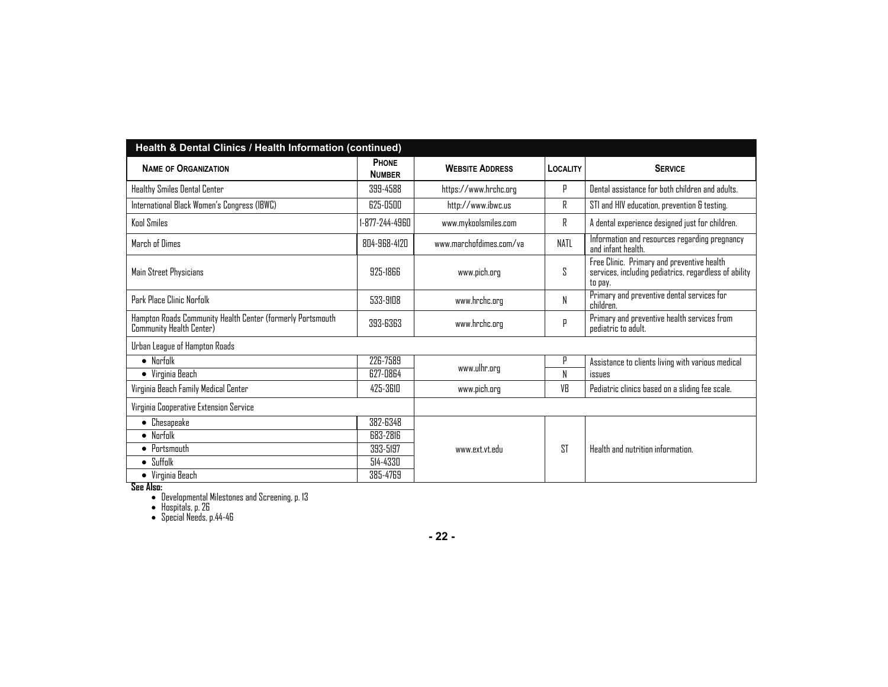## Health & Dental Clinics / Health Information (continued)

| Name of Organization | Phone Number | Website Address | Locality | Service |
|---|---|---|---|---|
| Healthy Smiles Dental Center | 399-4588 | https://www.hrchc.org | P | Dental assistance for both children and adults. |
| International Black Women's Congress (IBWC) | 625-0500 | http://www.ibwc.us | R | STI and HIV education, prevention & testing. |
| Kool Smiles | 1-877-244-4960 | www.mykoolsmiles.com | R | A dental experience designed just for children. |
| March of Dimes | 804-968-4120 | www.marchofdimes.com/va | NATL | Information and resources regarding pregnancy and infant health. |
| Main Street Physicians | 925-1866 | www.pich.org | S | Free Clinic. Primary and preventive health services, including pediatrics, regardless of ability to pay. |
| Park Place Clinic Norfolk | 533-9108 | www.hrchc.org | N | Primary and preventive dental services for children. |
| Hampton Roads Community Health Center (formerly Portsmouth Community Health Center) | 393-6363 | www.hrchc.org | P | Primary and preventive health services from pediatric to adult. |
| Urban League of Hampton Roads | | | | |
| • Norfolk | 226-7589 | www.ulhr.org | P | Assistance to clients living with various medical issues |
| • Virginia Beach | 627-0864 | | N | |
| Virginia Beach Family Medical Center | 425-3610 | www.pich.org | VB | Pediatric clinics based on a sliding fee scale. |
| Virginia Cooperative Extension Service | | | | |
| • Chesapeake | 382-6348 | www.ext.vt.edu | ST | Health and nutrition information. |
| • Norfolk | 683-2816 | | | |
| • Portsmouth | 393-5197 | | | |
| • Suffolk | 514-4330 | | | |
| • Virginia Beach | 385-4769 | | | |

**See Also:**

- Developmental Milestones and Screening, p. 13
- Hospitals, p. 26
- Special Needs, p.44-46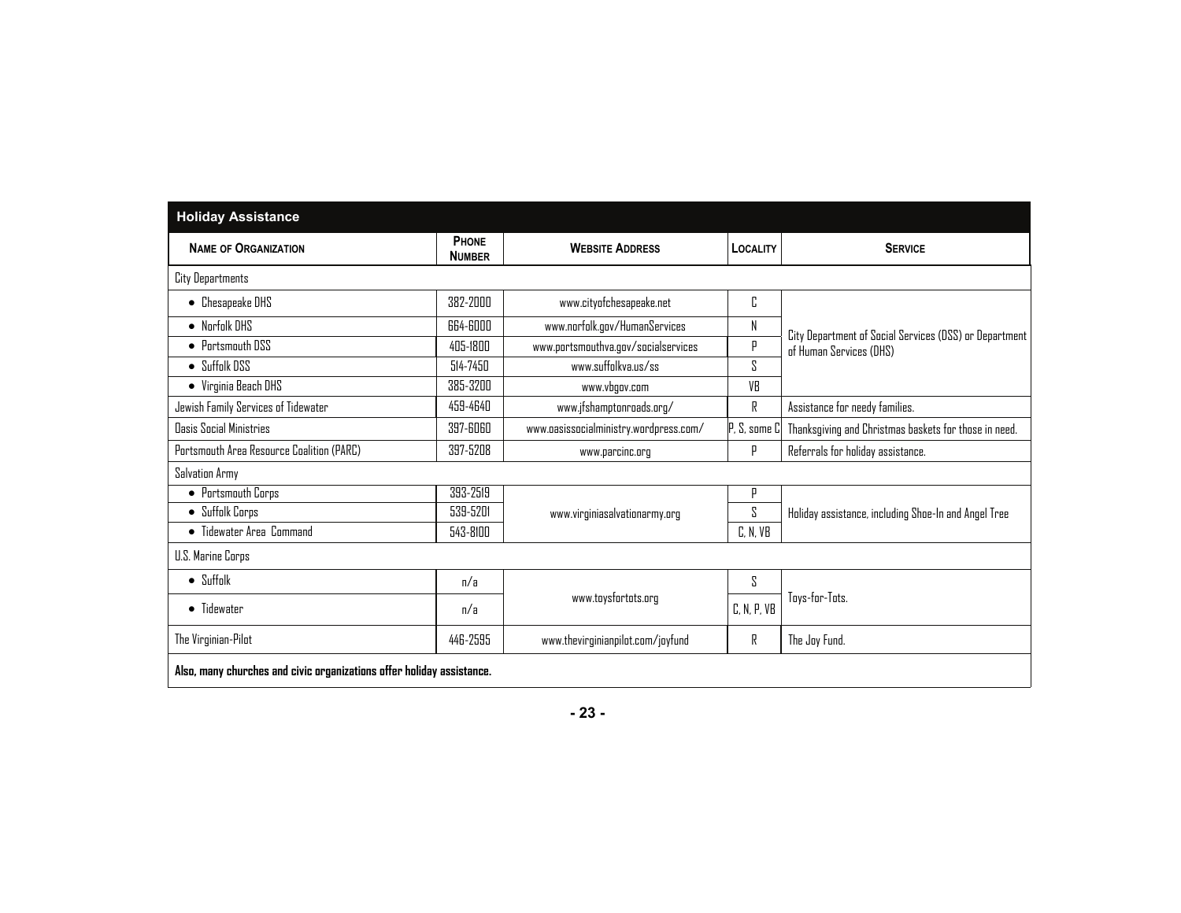## Holiday Assistance

| Name of Organization | Phone Number | Website Address | Locality | Service |
|---|---|---|---|---|
| City Departments | | | | |
| • Chesapeake DHS | 382-2000 | www.cityofchesapeake.net | C | City Department of Social Services (DSS) or Department of Human Services (DHS) |
| • Norfolk DHS | 664-6000 | www.norfolk.gov/HumanServices | N | |
| • Portsmouth DSS | 405-1800 | www.portsmouthva.gov/socialservices | P | |
| • Suffolk DSS | 514-7450 | www.suffolkva.us/ss | S | |
| • Virginia Beach DHS | 385-3200 | www.vbgov.com | VB | |
| Jewish Family Services of Tidewater | 459-4640 | www.jfshamptonroads.org/ | R | Assistance for needy families. |
| Oasis Social Ministries | 397-6060 | www.oasissocialministry.wordpress.com/ | P, S, some C | Thanksgiving and Christmas baskets for those in need. |
| Portsmouth Area Resource Coalition (PARC) | 397-5208 | www.parcinc.org | P | Referrals for holiday assistance. |
| Salvation Army | | | | |
| • Portsmouth Corps | 393-2519 | www.virginiasalvationarmy.org | P | Holiday assistance, including Shoe-In and Angel Tree |
| • Suffolk Corps | 539-5201 | | S | |
| • Tidewater Area Command | 543-8100 | | C, N, VB | |
| U.S. Marine Corps | | | | |
| • Suffolk | n/a | www.toysfortots.org | S | Toys-for-Tots. |
| • Tidewater | n/a | | C, N, P, VB | |
| The Virginian-Pilot | 446-2595 | www.thevirginianpilot.com/joyfund | R | The Joy Fund. |

**Also, many churches and civic organizations offer holiday assistance.**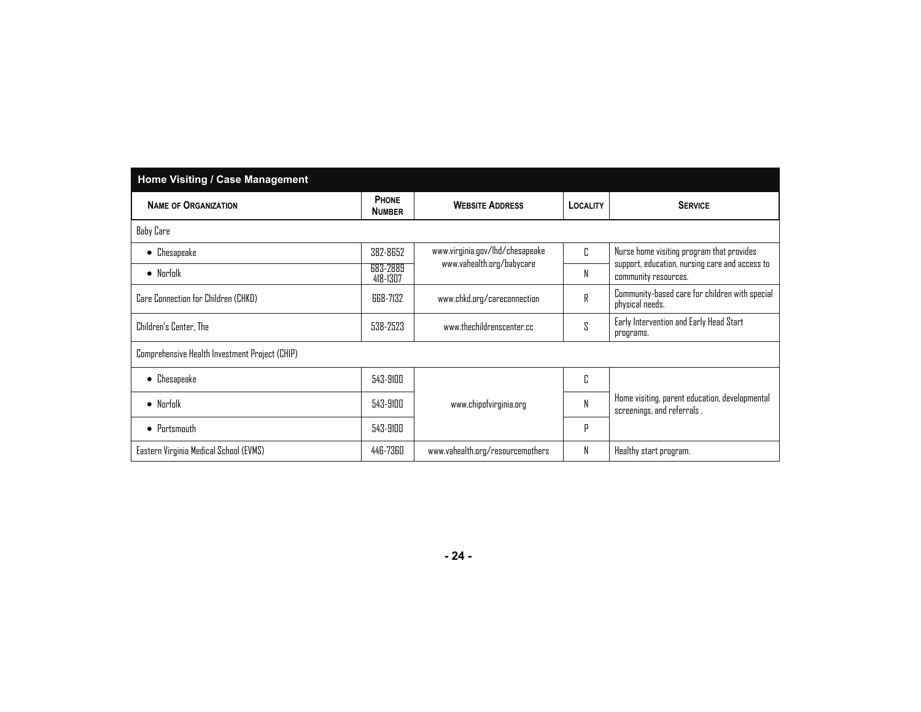## Home Visiting / Case Management

| Name of Organization | Phone Number | Website Address | Locality | Service |
|---|---|---|---|---|
| Baby Care | | | | |
| • Chesapeake | 382-8652 | www.virginia.gov/lhd/chesapeake www.vahealth.org/babycare | C | Nurse home visiting program that provides support, education, nursing care and access to community resources. |
| • Norfolk | 683-2889 418-1307 | | N | |
| Care Connection for Children (CHKD) | 668-7132 | www.chkd.org/careconnection | R | Community-based care for children with special physical needs. |
| Children's Center, The | 538-2523 | www.thechildrenscenter.cc | S | Early Intervention and Early Head Start programs. |
| Comprehensive Health Investment Project (CHIP) | | | | |
| • Chesapeake | 543-9100 | www.chipofvirginia.org | C | Home visiting, parent education, developmental screenings, and referrals . |
| • Norfolk | 543-9100 | | N | |
| • Portsmouth | 543-9100 | | P | |
| Eastern Virginia Medical School (EVMS) | 446-7360 | www.vahealth.org/resourcemothers | N | Healthy start program. |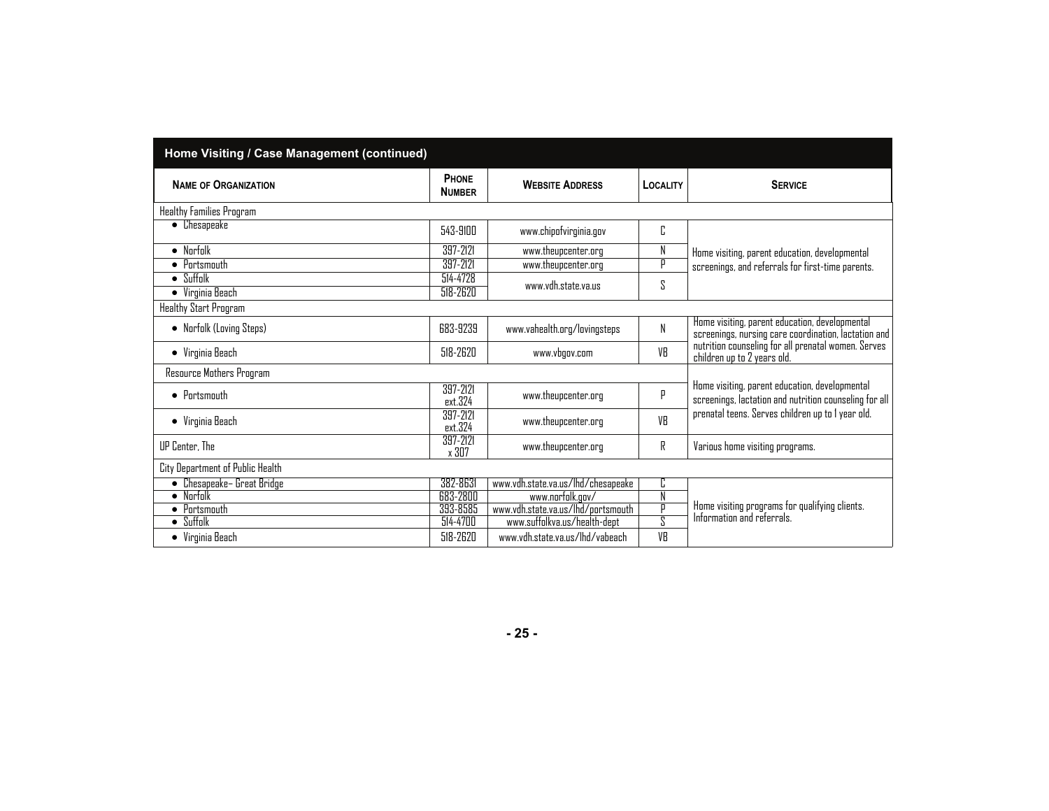## Home Visiting / Case Management (continued)

| Name of Organization | Phone Number | Website Address | Locality | Service |
|---|---|---|---|---|
| Healthy Families Program | | | | |
| • Chesapeake | 543-9100 | www.chipofvirginia.gov | C | Home visiting, parent education, developmental screenings, and referrals for first-time parents. |
| • Norfolk | 397-2121 | www.theupcenter.org | N | |
| • Portsmouth | 397-2121 | www.theupcenter.org | P | |
| • Suffolk | 514-4728 | www.vdh.state.va.us | S | |
| • Virginia Beach | 518-2620 | | | |
| Healthy Start Program | | | | |
| • Norfolk (Loving Steps) | 683-9239 | www.vahealth.org/lovingsteps | N | Home visiting, parent education, developmental screenings, nursing care coordination, lactation and nutrition counseling for all prenatal women. Serves children up to 2 years old. |
| • Virginia Beach | 518-2620 | www.vbgov.com | VB | |
| Resource Mothers Program | | | | Home visiting, parent education, developmental screenings, lactation and nutrition counseling for all prenatal teens. Serves children up to 1 year old. |
| • Portsmouth | 397-2121 ext.324 | www.theupcenter.org | P | |
| • Virginia Beach | 397-2121 ext.324 | www.theupcenter.org | VB | |
| UP Center, The | 397-2121 x 307 | www.theupcenter.org | R | Various home visiting programs. |
| City Department of Public Health | | | | |
| • Chesapeake– Great Bridge | 382-8631 | www.vdh.state.va.us/lhd/chesapeake | C | Home visiting programs for qualifying clients. Information and referrals. |
| • Norfolk | 683-2800 | www.norfolk.gov/ | N | |
| • Portsmouth | 393-8585 | www.vdh.state.va.us/lhd/portsmouth | P | |
| • Suffolk | 514-4700 | www.suffolkva.us/health-dept | S | |
| • Virginia Beach | 518-2620 | www.vdh.state.va.us/lhd/vabeach | VB | |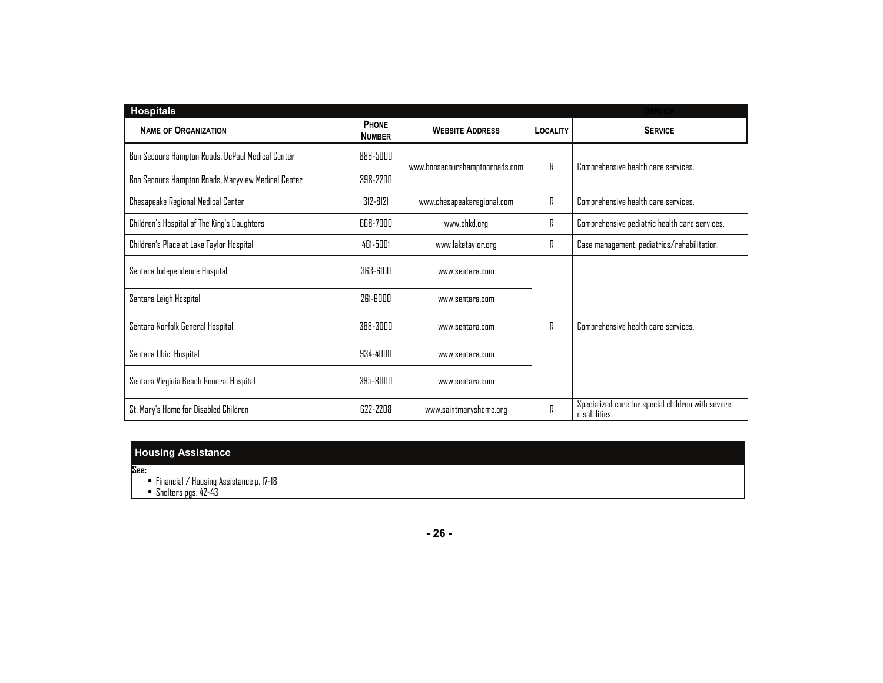## Hospitals

| Name of Organization | Phone Number | Website Address | Locality | Service |
|---|---|---|---|---|
| Bon Secours Hampton Roads, DePaul Medical Center | 889-5000 | www.bonsecourshamptonroads.com | R | Comprehensive health care services. |
| Bon Secours Hampton Roads, Maryview Medical Center | 398-2200 | | | |
| Chesapeake Regional Medical Center | 312-8121 | www.chesapeakeregional.com | R | Comprehensive health care services. |
| Children's Hospital of The King's Daughters | 668-7000 | www.chkd.org | R | Comprehensive pediatric health care services. |
| Children's Place at Lake Taylor Hospital | 461-5001 | www.laketaylor.org | R | Case management, pediatrics/rehabilitation. |
| Sentara Independence Hospital | 363-6100 | www.sentara.com | R | Comprehensive health care services. |
| Sentara Leigh Hospital | 261-6000 | www.sentara.com | | |
| Sentara Norfolk General Hospital | 388-3000 | www.sentara.com | | |
| Sentara Obici Hospital | 934-4000 | www.sentara.com | | |
| Sentara Virginia Beach General Hospital | 395-8000 | www.sentara.com | | |
| St. Mary's Home for Disabled Children | 622-2208 | www.saintmaryshome.org | R | Specialized care for special children with severe disabilities. |

## Housing Assistance

**See:**

- Financial / Housing Assistance p. 17-18
- Shelters pgs. 42-43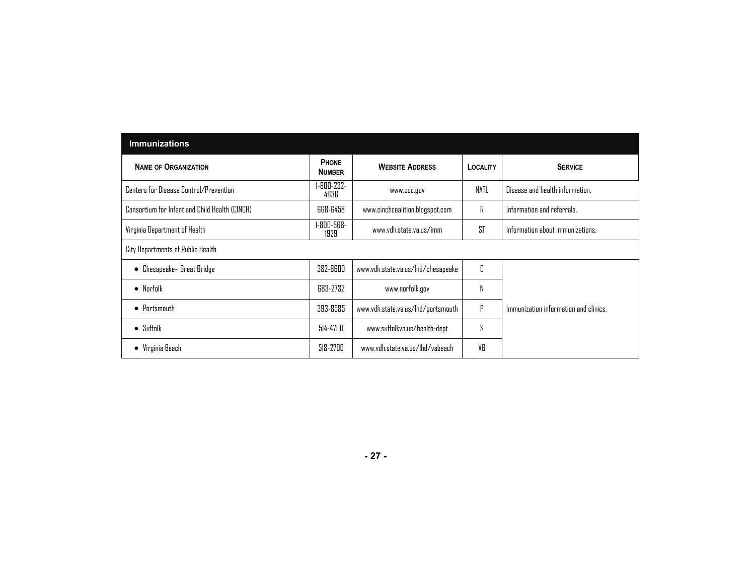## Immunizations

| Name of Organization | Phone Number | Website Address | Locality | Service |
|---|---|---|---|---|
| Centers for Disease Control/Prevention | 1-800-232-4636 | www.cdc.gov | NATL | Disease and health information. |
| Consortium for Infant and Child Health (CINCH) | 668-6458 | www.cinchcoalition.blogspot.com | R | Information and referrals. |
| Virginia Department of Health | 1-800-568-1929 | www.vdh.state.va.us/imm | ST | Information about immunizations. |
| City Departments of Public Health | | | | |
| • Chesapeake– Great Bridge | 382-8600 | www.vdh.state.va.us/lhd/chesapeake | C | Immunization information and clinics. |
| • Norfolk | 683-2732 | www.norfolk.gov | N | |
| • Portsmouth | 393-8585 | www.vdh.state.va.us/lhd/portsmouth | P | |
| • Suffolk | 514-4700 | www.suffolkva.us/health-dept | S | |
| • Virginia Beach | 518-2700 | www.vdh.state.va.us/lhd/vabeach | VB | |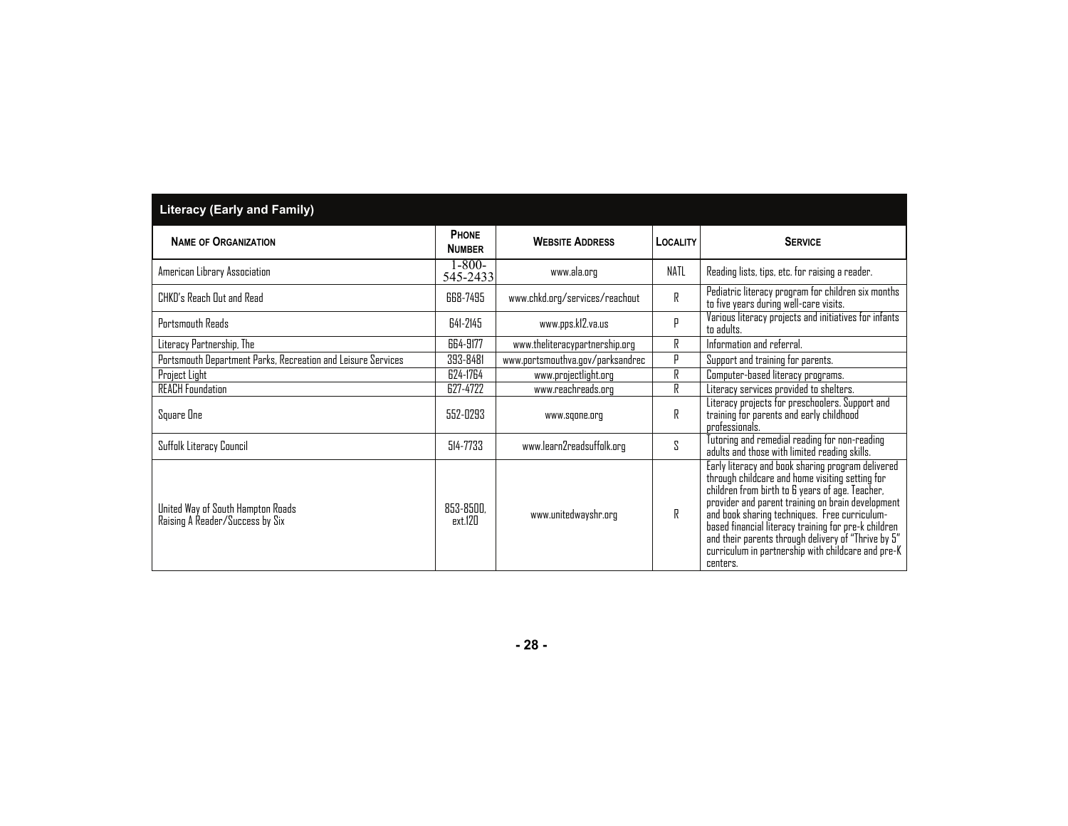## Literacy (Early and Family)

| Name of Organization | Phone Number | Website Address | Locality | Service |
|---|---|---|---|---|
| American Library Association | 1-800-545-2433 | www.ala.org | NATL | Reading lists, tips, etc. for raising a reader. |
| CHKD's Reach Out and Read | 668-7495 | www.chkd.org/services/reachout | R | Pediatric literacy program for children six months to five years during well-care visits. |
| Portsmouth Reads | 641-2145 | www.pps.k12.va.us | P | Various literacy projects and initiatives for infants to adults. |
| Literacy Partnership, The | 664-9177 | www.theliteracypartnership.org | R | Information and referral. |
| Portsmouth Department Parks, Recreation and Leisure Services | 393-8481 | www.portsmouthva.gov/parksandrec | P | Support and training for parents. |
| Project Light | 624-1764 | www.projectlight.org | R | Computer-based literacy programs. |
| REACH Foundation | 627-4722 | www.reachreads.org | R | Literacy services provided to shelters. |
| Square One | 552-0293 | www.sqone.org | R | Literacy projects for preschoolers. Support and training for parents and early childhood professionals. |
| Suffolk Literacy Council | 514-7733 | www.learn2readsuffolk.org | S | Tutoring and remedial reading for non-reading adults and those with limited reading skills. |
| United Way of South Hampton Roads Raising A Reader/Success by Six | 853-8500, ext.120 | www.unitedwayshr.org | R | Early literacy and book sharing program delivered through childcare and home visiting setting for children from birth to 6 years of age. Teacher, provider and parent training on brain development and book sharing techniques. Free curriculum-based financial literacy training for pre-k children and their parents through delivery of "Thrive by 5" curriculum in partnership with childcare and pre-K centers. |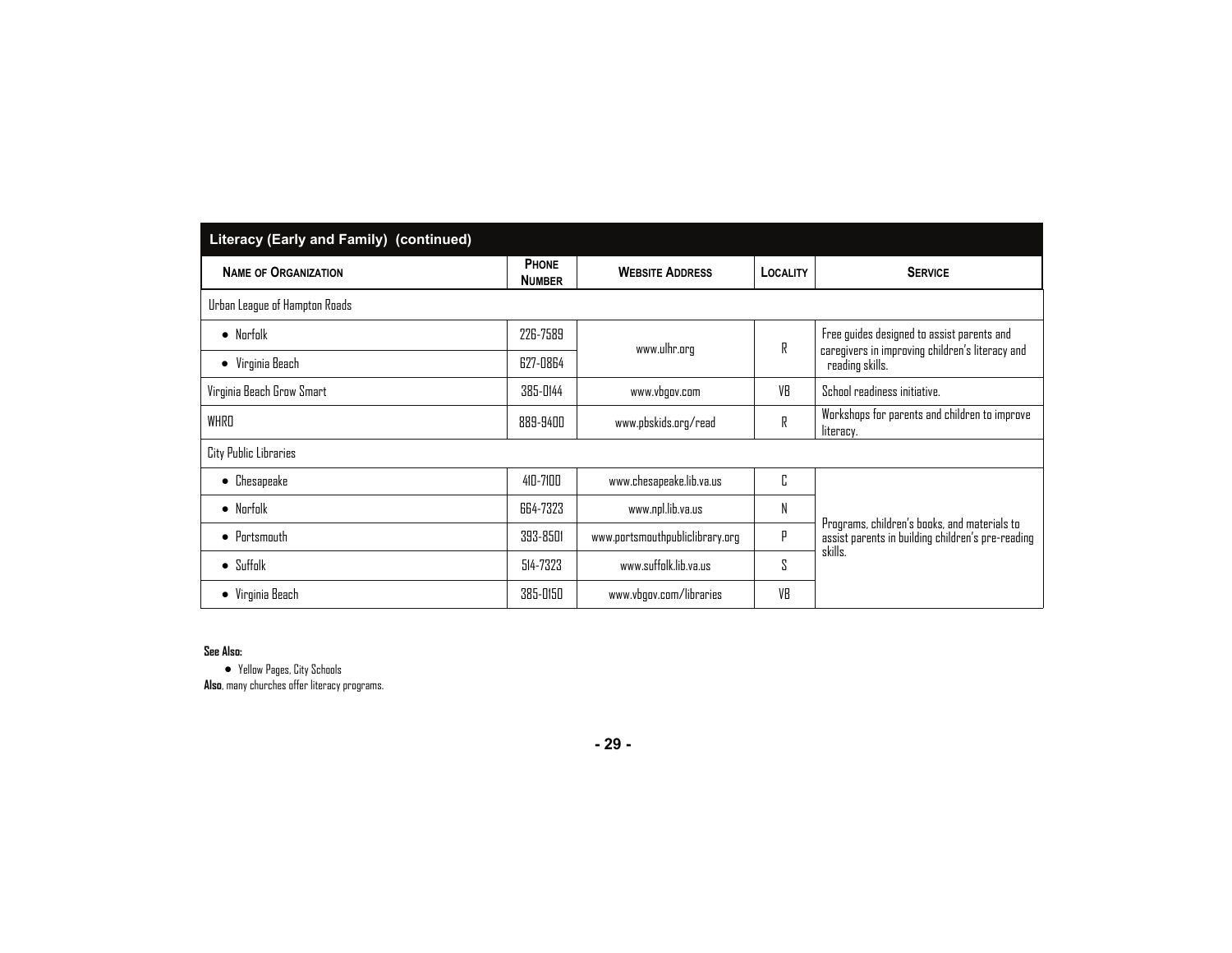| Literacy (Early and Family) (continued) | | | | |
|---|---|---|---|---|
| **Name of Organization** | **Phone Number** | **Website Address** | **Locality** | **Service** |
| Urban League of Hampton Roads | | | | |
| • Norfolk | 226-7589 | www.ulhr.org | R | Free guides designed to assist parents and caregivers in improving children's literacy and reading skills. |
| • Virginia Beach | 627-0864 | | | |
| Virginia Beach Grow Smart | 385-0144 | www.vbgov.com | VB | School readiness initiative. |
| WHRO | 889-9400 | www.pbskids.org/read | R | Workshops for parents and children to improve literacy. |
| City Public Libraries | | | | |
| • Chesapeake | 410-7100 | www.chesapeake.lib.va.us | C | Programs, children's books, and materials to assist parents in building children's pre-reading skills. |
| • Norfolk | 664-7323 | www.npl.lib.va.us | N | |
| • Portsmouth | 393-8501 | www.portsmouthpubliclibrary.org | P | |
| • Suffolk | 514-7323 | www.suffolk.lib.va.us | S | |
| • Virginia Beach | 385-0150 | www.vbgov.com/libraries | VB | |

**See Also:**

- Yellow Pages, City Schools

**Also**, many churches offer literacy programs.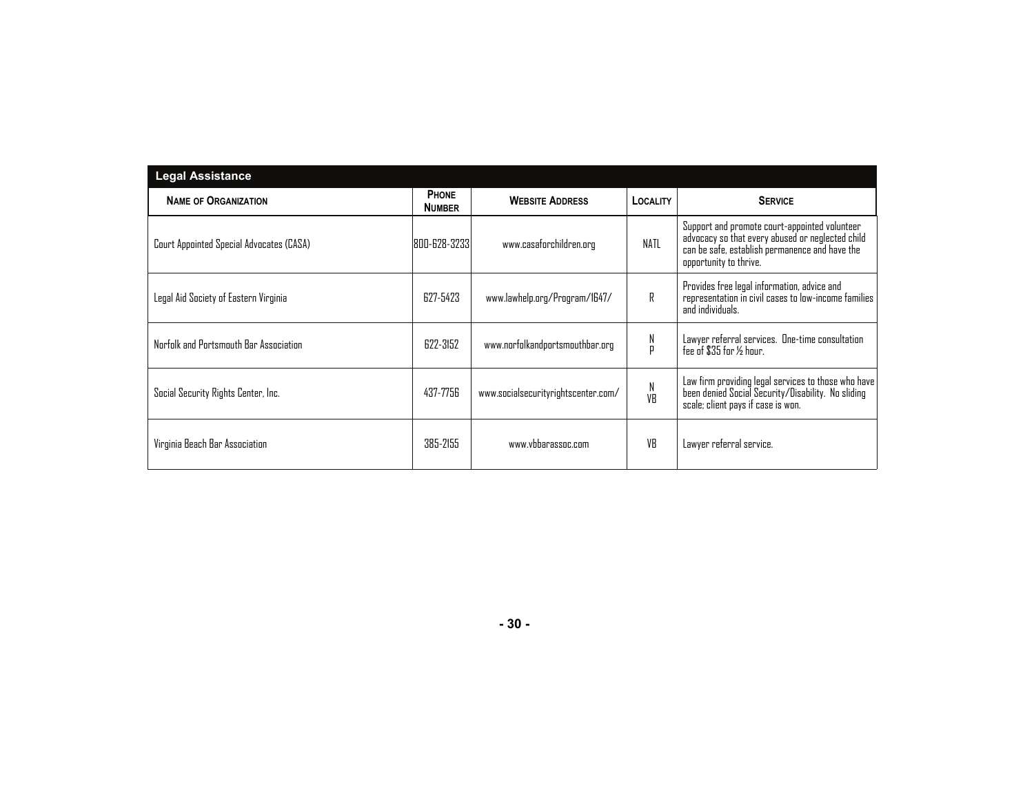## Legal Assistance

| Name of Organization | Phone Number | Website Address | Locality | Service |
|---|---|---|---|---|
| Court Appointed Special Advocates (CASA) | 800-628-3233 | www.casaforchildren.org | NATL | Support and promote court-appointed volunteer advocacy so that every abused or neglected child can be safe, establish permanence and have the opportunity to thrive. |
| Legal Aid Society of Eastern Virginia | 627-5423 | www.lawhelp.org/Program/1647/ | R | Provides free legal information, advice and representation in civil cases to low-income families and individuals. |
| Norfolk and Portsmouth Bar Association | 622-3152 | www.norfolkandportsmouthbar.org | N<br>P | Lawyer referral services. One-time consultation fee of $35 for ½ hour. |
| Social Security Rights Center, Inc. | 437-7756 | www.socialsecurityrightscenter.com/ | N<br>VB | Law firm providing legal services to those who have been denied Social Security/Disability. No sliding scale; client pays if case is won. |
| Virginia Beach Bar Association | 385-2155 | www.vbbarassoc.com | VB | Lawyer referral service. |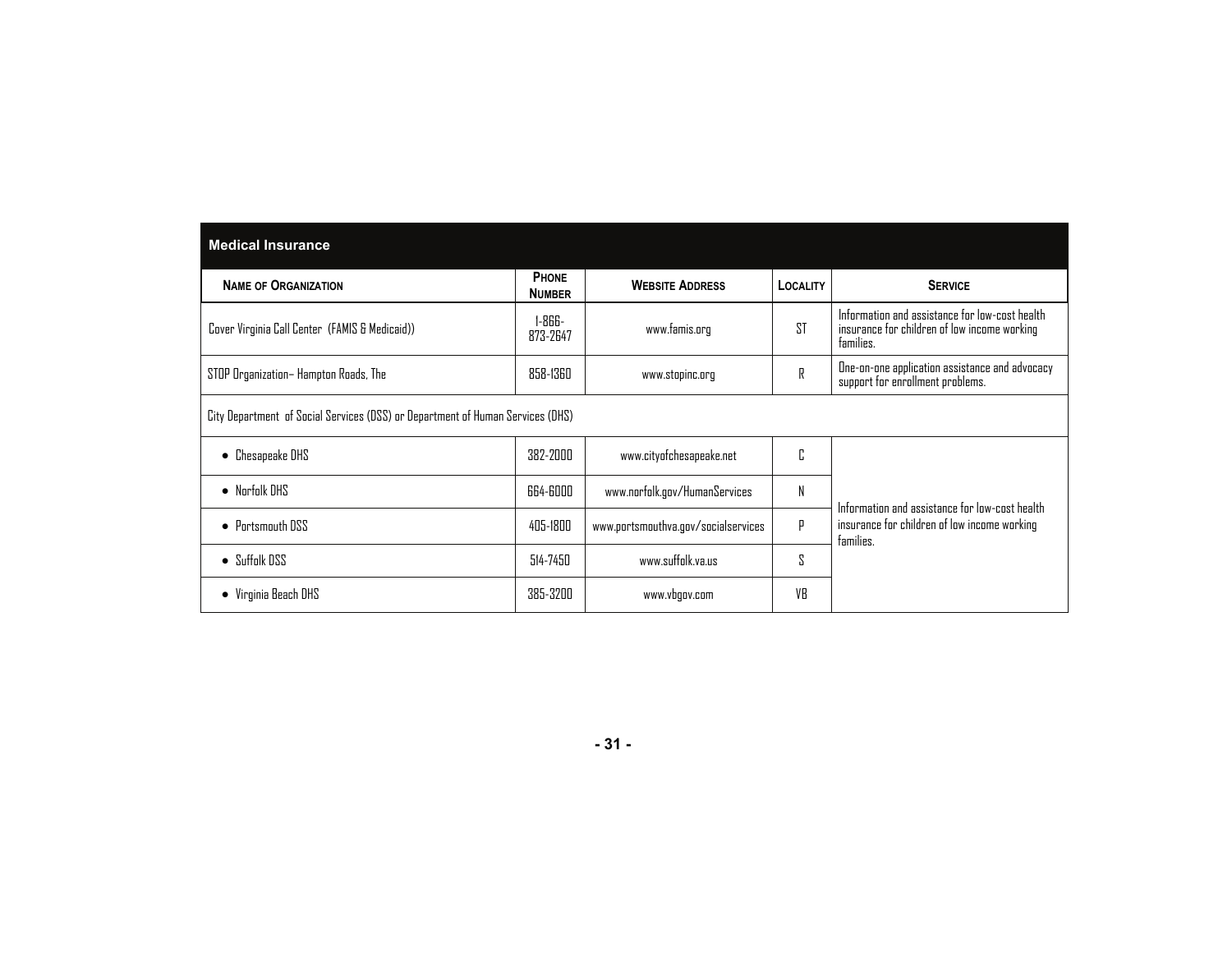## Medical Insurance

| NAME OF ORGANIZATION | PHONE NUMBER | WEBSITE ADDRESS | LOCALITY | SERVICE |
|---|---|---|---|---|
| Cover Virginia Call Center (FAMIS & Medicaid)) | 1-866-873-2647 | www.famis.org | ST | Information and assistance for low-cost health insurance for children of low income working families. |
| STOP Organization– Hampton Roads, The | 858-1360 | www.stopinc.org | R | One-on-one application assistance and advocacy support for enrollment problems. |
| City Department of Social Services (DSS) or Department of Human Services (DHS) | | | | |
| • Chesapeake DHS | 382-2000 | www.cityofchesapeake.net | C | Information and assistance for low-cost health insurance for children of low income working families. |
| • Norfolk DHS | 664-6000 | www.norfolk.gov/HumanServices | N | |
| • Portsmouth DSS | 405-1800 | www.portsmouthva.gov/socialservices | P | |
| • Suffolk DSS | 514-7450 | www.suffolk.va.us | S | |
| • Virginia Beach DHS | 385-3200 | www.vbgov.com | VB | |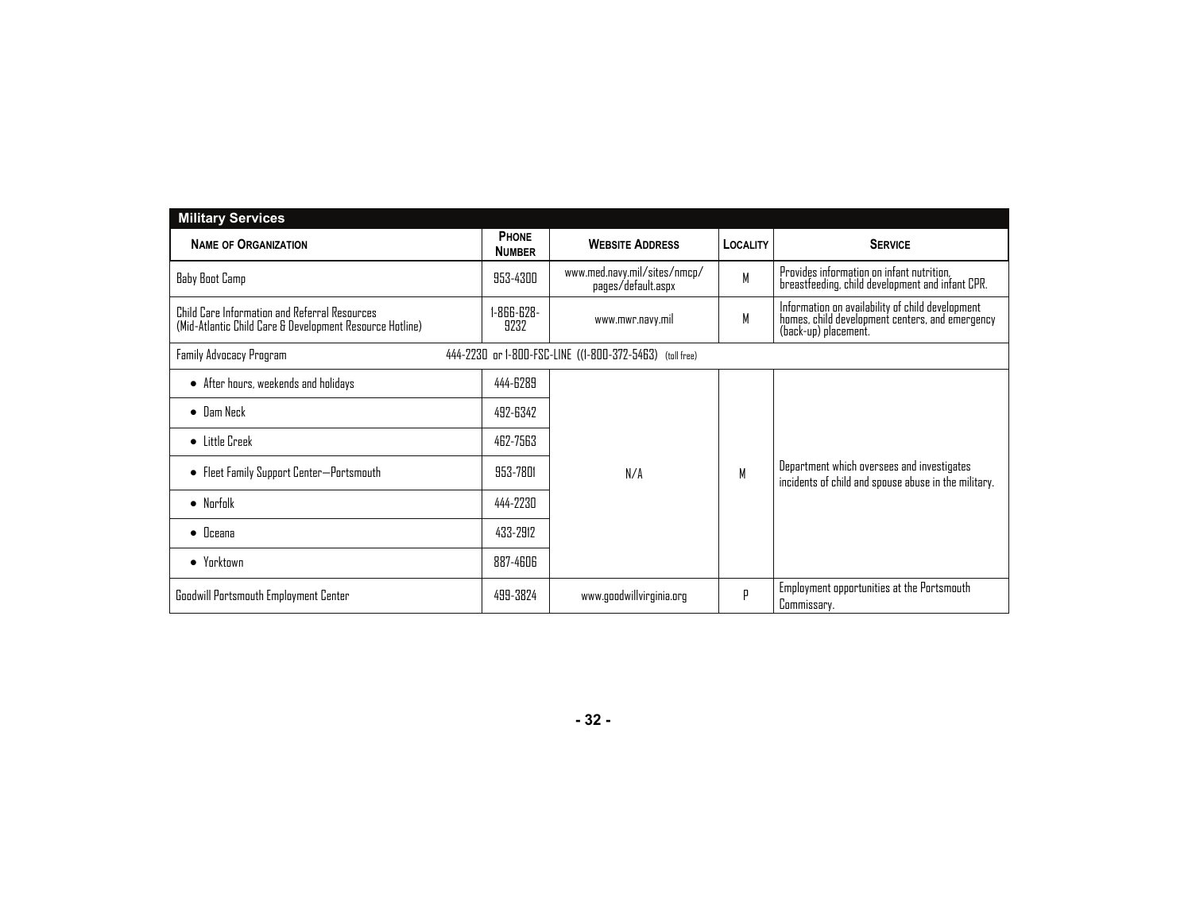## Military Services

| Name of Organization | Phone Number | Website Address | Locality | Service |
|---|---|---|---|---|
| Baby Boot Camp | 953-4300 | www.med.navy.mil/sites/nmcp/pages/default.aspx | M | Provides information on infant nutrition, breastfeeding, child development and infant CPR. |
| Child Care Information and Referral Resources (Mid-Atlantic Child Care & Development Resource Hotline) | 1-866-628-9232 | www.mwr.navy.mil | M | Information on availability of child development homes, child development centers, and emergency (back-up) placement. |
| Family Advocacy Program | 444-2230 or 1-800-FSC-LINE ((1-800-372-5463) (toll free) | | | |
| • After hours, weekends and holidays | 444-6289 | N/A | M | Department which oversees and investigates incidents of child and spouse abuse in the military. |
| • Dam Neck | 492-6342 | | | |
| • Little Creek | 462-7563 | | | |
| • Fleet Family Support Center—Portsmouth | 953-7801 | | | |
| • Norfolk | 444-2230 | | | |
| • Oceana | 433-2912 | | | |
| • Yorktown | 887-4606 | | | |
| Goodwill Portsmouth Employment Center | 499-3824 | www.goodwillvirginia.org | P | Employment opportunities at the Portsmouth Commissary. |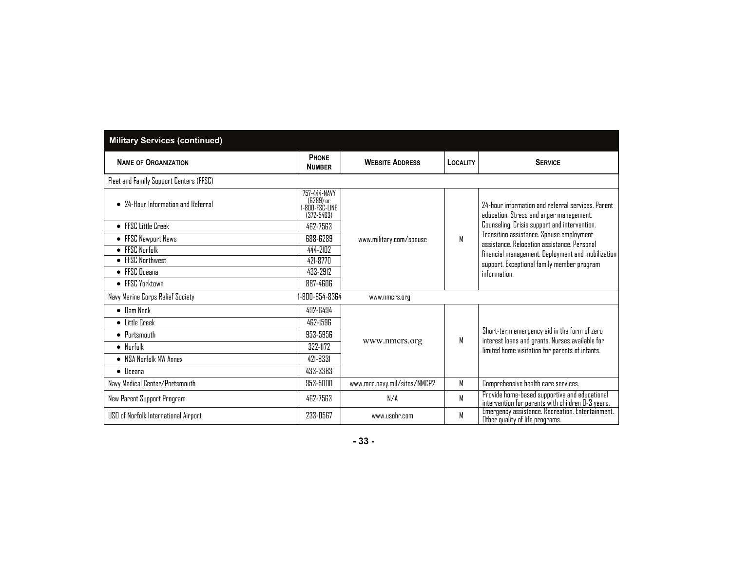## Military Services (continued)

| Name of Organization | Phone Number | Website Address | Locality | Service |
|---|---|---|---|---|
| Fleet and Family Support Centers (FFSC) | | | | |
| • 24-Hour Information and Referral | 757-444-NAVY (6289) or 1-800-FSC-LINE (372-5463) | www.military.com/spouse | M | 24-hour information and referral services. Parent education. Stress and anger management. Counseling. Crisis support and intervention. Transition assistance. Spouse employment assistance. Relocation assistance. Personal financial management. Deployment and mobilization support. Exceptional family member program information. |
| • FFSC Little Creek | 462-7563 | | | |
| • FFSC Newport News | 688-6289 | | | |
| • FFSC Norfolk | 444-2102 | | | |
| • FFSC Northwest | 421-8770 | | | |
| • FFSC Oceana | 433-2912 | | | |
| • FFSC Yorktown | 887-4606 | | | |
| Navy Marine Corps Relief Society | 1-800-654-8364 | www.nmcrs.org | | |
| • Dam Neck | 492-6494 | www.nmcrs.org | M | Short-term emergency aid in the form of zero interest loans and grants. Nurses available for limited home visitation for parents of infants. |
| • Little Creek | 462-1596 | | | |
| • Portsmouth | 953-5956 | | | |
| • Norfolk | 322-1172 | | | |
| • NSA Norfolk NW Annex | 421-8331 | | | |
| • Oceana | 433-3383 | | | |
| Navy Medical Center/Portsmouth | 953-5000 | www.med.navy.mil/sites/NMCP2 | M | Comprehensive health care services. |
| New Parent Support Program | 462-7563 | N/A | M | Provide home-based supportive and educational intervention for parents with children 0-3 years. |
| USO of Norfolk International Airport | 233-0567 | www.usohr.com | M | Emergency assistance. Recreation. Entertainment. Other quality of life programs. |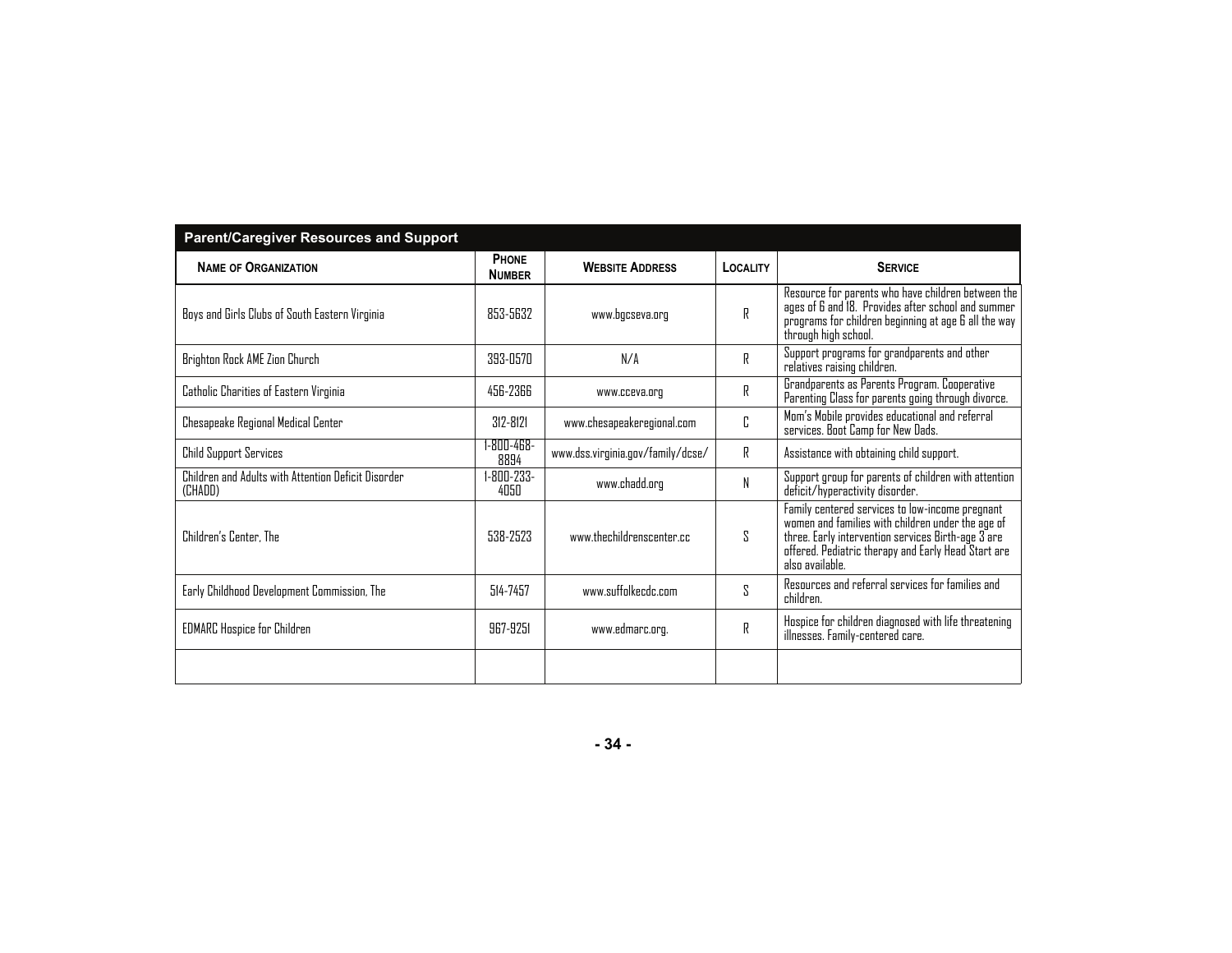## Parent/Caregiver Resources and Support

| NAME OF ORGANIZATION | PHONE NUMBER | WEBSITE ADDRESS | LOCALITY | SERVICE |
|---|---|---|---|---|
| Boys and Girls Clubs of South Eastern Virginia | 853-5632 | www.bgcseva.org | R | Resource for parents who have children between the ages of 6 and 18. Provides after school and summer programs for children beginning at age 6 all the way through high school. |
| Brighton Rock AME Zion Church | 393-0570 | N/A | R | Support programs for grandparents and other relatives raising children. |
| Catholic Charities of Eastern Virginia | 456-2366 | www.cceva.org | R | Grandparents as Parents Program. Cooperative Parenting Class for parents going through divorce. |
| Chesapeake Regional Medical Center | 312-8121 | www.chesapeakeregional.com | C | Mom's Mobile provides educational and referral services. Boot Camp for New Dads. |
| Child Support Services | 1-800-468-8894 | www.dss.virginia.gov/family/dcse/ | R | Assistance with obtaining child support. |
| Children and Adults with Attention Deficit Disorder (CHADD) | 1-800-233-4050 | www.chadd.org | N | Support group for parents of children with attention deficit/hyperactivity disorder. |
| Children's Center, The | 538-2523 | www.thechildrenscenter.cc | S | Family centered services to low-income pregnant women and families with children under the age of three. Early intervention services Birth-age 3 are offered. Pediatric therapy and Early Head Start are also available. |
| Early Childhood Development Commission, The | 514-7457 | www.suffolkecdc.com | S | Resources and referral services for families and children. |
| EDMARC Hospice for Children | 967-9251 | www.edmarc.org. | R | Hospice for children diagnosed with life threatening illnesses. Family-centered care. |
| | | | | |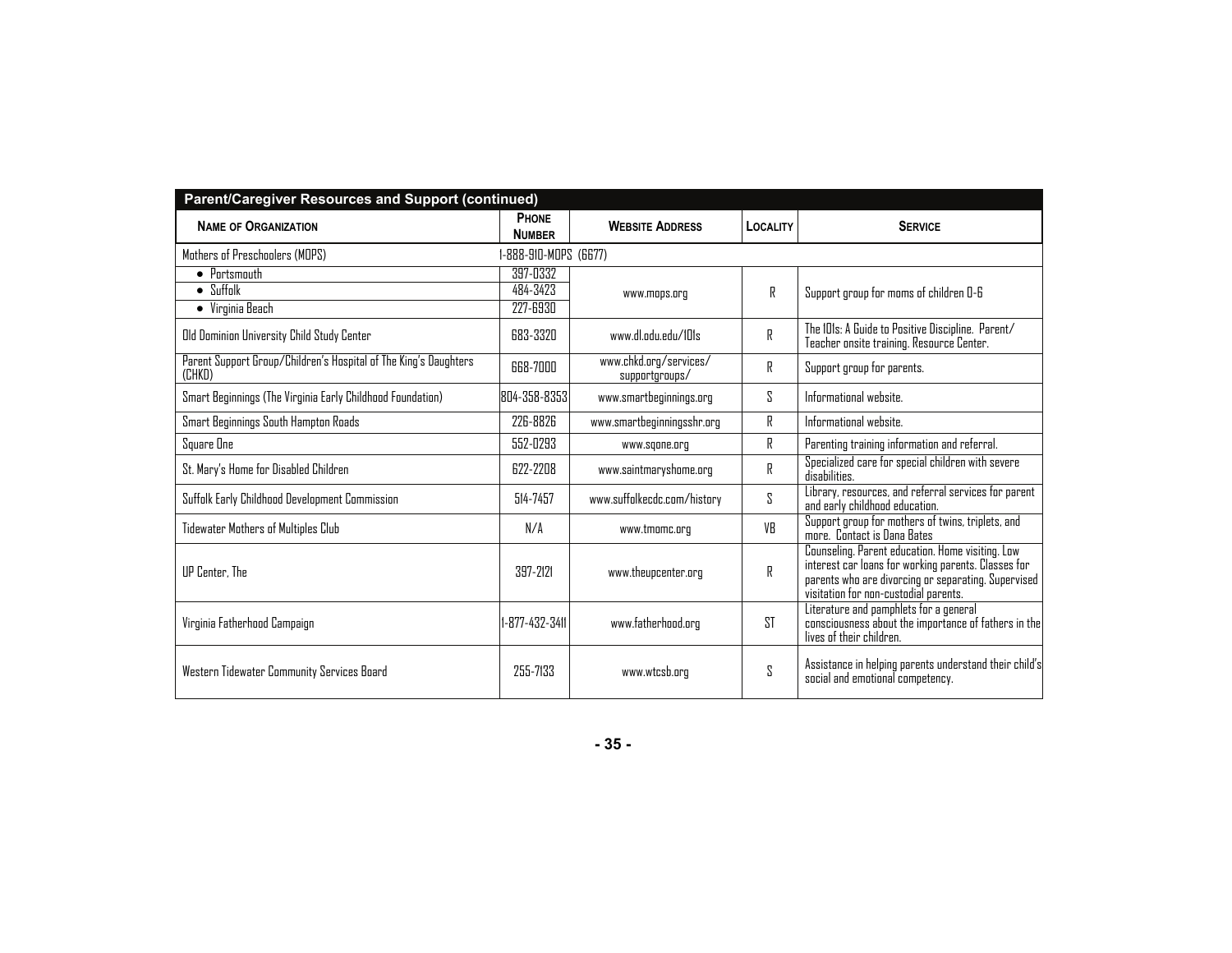## Parent/Caregiver Resources and Support (continued)

| Name of Organization | Phone Number | Website Address | Locality | Service |
|---|---|---|---|---|
| Mothers of Preschoolers (MOPS) | 1-888-910-MOPS (6677) | | | |
| • Portsmouth | 397-0332 | www.mops.org | R | Support group for moms of children 0-6 |
| • Suffolk | 484-3423 | | | |
| • Virginia Beach | 227-6930 | | | |
| Old Dominion University Child Study Center | 683-3320 | www.dl.odu.edu/101s | R | The 101s: A Guide to Positive Discipline. Parent/ Teacher onsite training. Resource Center. |
| Parent Support Group/Children's Hospital of The King's Daughters (CHKD) | 668-7000 | www.chkd.org/services/ supportgroups/ | R | Support group for parents. |
| Smart Beginnings (The Virginia Early Childhood Foundation) | 804-358-8353 | www.smartbeginnings.org | S | Informational website. |
| Smart Beginnings South Hampton Roads | 226-8826 | www.smartbeginningsshr.org | R | Informational website. |
| Square One | 552-0293 | www.sqone.org | R | Parenting training information and referral. |
| St. Mary's Home for Disabled Children | 622-2208 | www.saintmaryshome.org | R | Specialized care for special children with severe disabilities. |
| Suffolk Early Childhood Development Commission | 514-7457 | www.suffolkecdc.com/history | S | Library, resources, and referral services for parent and early childhood education. |
| Tidewater Mothers of Multiples Club | N/A | www.tmomc.org | VB | Support group for mothers of twins, triplets, and more. Contact is Dana Bates |
| UP Center, The | 397-2121 | www.theupcenter.org | R | Counseling. Parent education. Home visiting. Low interest car loans for working parents. Classes for parents who are divorcing or separating. Supervised visitation for non-custodial parents. |
| Virginia Fatherhood Campaign | 1-877-432-3411 | www.fatherhood.org | ST | Literature and pamphlets for a general consciousness about the importance of fathers in the lives of their children. |
| Western Tidewater Community Services Board | 255-7133 | www.wtcsb.org | S | Assistance in helping parents understand their child's social and emotional competency. |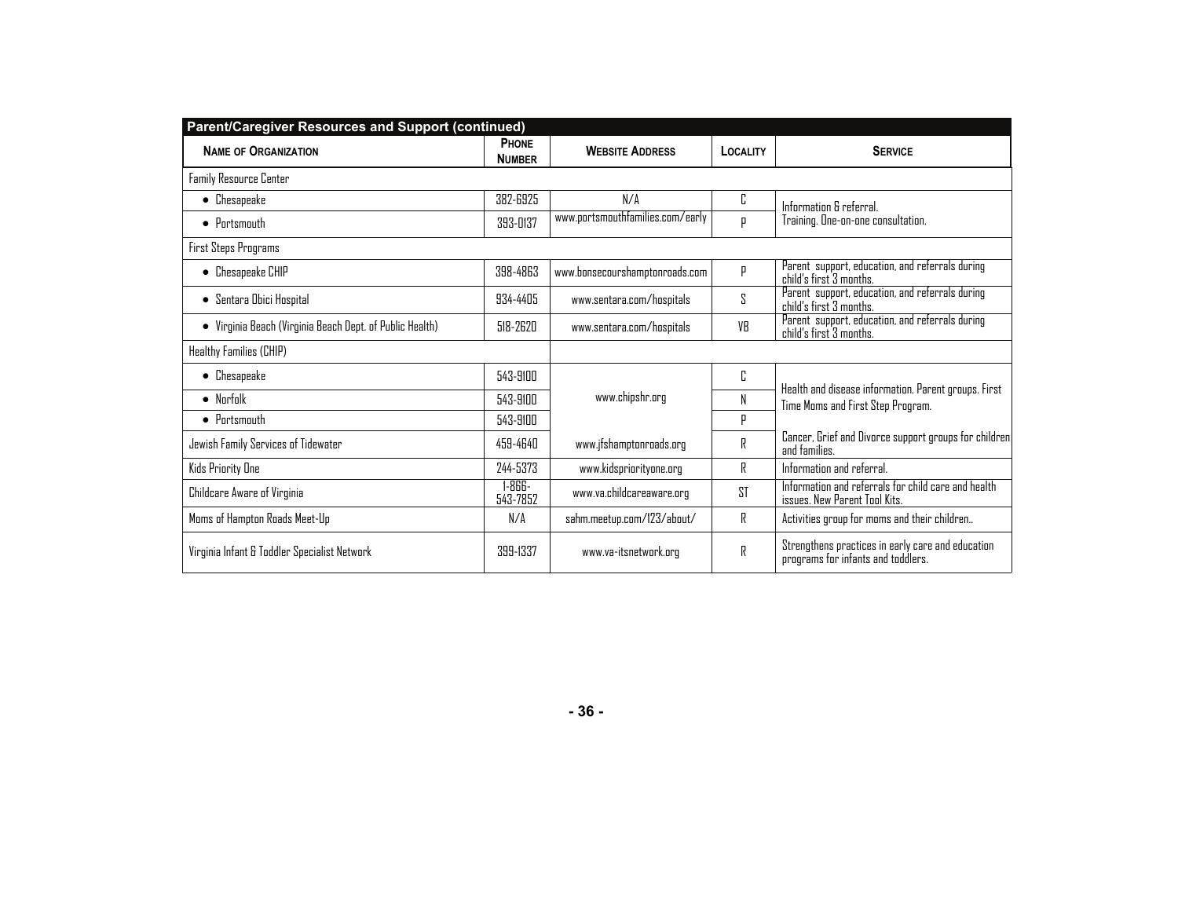| **Parent/Caregiver Resources and Support (continued)** | | | | |
|---|---|---|---|---|
| **Name of Organization** | **Phone Number** | **Website Address** | **Locality** | **Service** |
| Family Resource Center | | | | |
| • Chesapeake | 382-6925 | N/A | C | Information & referral. Training. One-on-one consultation. |
| • Portsmouth | 393-0137 | www.portsmouthfamilies.com/early | P | |
| First Steps Programs | | | | |
| • Chesapeake CHIP | 398-4863 | www.bonsecourshamptonroads.com | P | Parent support, education, and referrals during child's first 3 months. |
| • Sentara Obici Hospital | 934-4405 | www.sentara.com/hospitals | S | Parent support, education, and referrals during child's first 3 months. |
| • Virginia Beach (Virginia Beach Dept. of Public Health) | 518-2620 | www.sentara.com/hospitals | VB | Parent support, education, and referrals during child's first 3 months. |
| Healthy Families (CHIP) | | | | |
| • Chesapeake | 543-9100 | www.chipshr.org | C | Health and disease information. Parent groups. First Time Moms and First Step Program. |
| • Norfolk | 543-9100 | | N | |
| • Portsmouth | 543-9100 | | P | |
| Jewish Family Services of Tidewater | 459-4640 | www.jfshamptonroads.org | R | Cancer, Grief and Divorce support groups for children and families. |
| Kids Priority One | 244-5373 | www.kidspriorityone.org | R | Information and referral. |
| Childcare Aware of Virginia | 1-866-543-7852 | www.va.childcareaware.org | ST | Information and referrals for child care and health issues. New Parent Tool Kits. |
| Moms of Hampton Roads Meet-Up | N/A | sahm.meetup.com/123/about/ | R | Activities group for moms and their children.. |
| Virginia Infant & Toddler Specialist Network | 399-1337 | www.va-itsnetwork.org | R | Strengthens practices in early care and education programs for infants and toddlers. |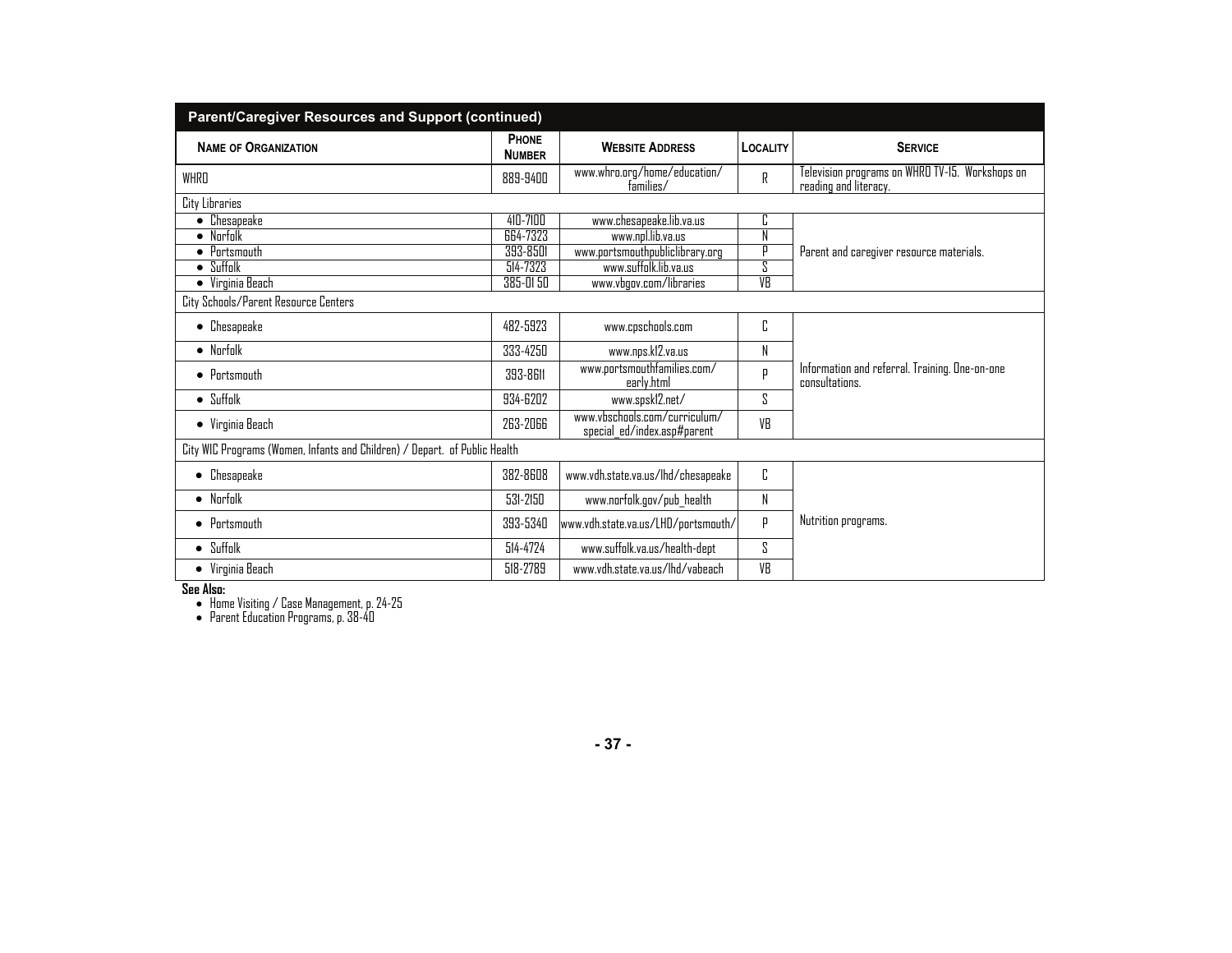## Parent/Caregiver Resources and Support (continued)

| Name of Organization | Phone Number | Website Address | Locality | Service |
|---|---|---|---|---|
| WHRO | 889-9400 | www.whro.org/home/education/families/ | R | Television programs on WHRO TV-15. Workshops on reading and literacy. |
| City Libraries | | | | |
| • Chesapeake | 410-7100 | www.chesapeake.lib.va.us | C | Parent and caregiver resource materials. |
| • Norfolk | 664-7323 | www.npl.lib.va.us | N | |
| • Portsmouth | 393-8501 | www.portsmouthpubliclibrary.org | P | |
| • Suffolk | 514-7323 | www.suffolk.lib.va.us | S | |
| • Virginia Beach | 385-01 50 | www.vbgov.com/libraries | VB | |
| City Schools/Parent Resource Centers | | | | |
| • Chesapeake | 482-5923 | www.cpschools.com | C | Information and referral. Training. One-on-one consultations. |
| • Norfolk | 333-4250 | www.nps.k12.va.us | N | |
| • Portsmouth | 393-8611 | www.portsmouthfamilies.com/early.html | P | |
| • Suffolk | 934-6202 | www.spsk12.net/ | S | |
| • Virginia Beach | 263-2066 | www.vbschools.com/curriculum/special_ed/index.asp#parent | VB | |
| City WIC Programs (Women, Infants and Children) / Depart. of Public Health | | | | |
| • Chesapeake | 382-8608 | www.vdh.state.va.us/lhd/chesapeake | C | Nutrition programs. |
| • Norfolk | 531-2150 | www.norfolk.gov/pub_health | N | |
| • Portsmouth | 393-5340 | www.vdh.state.va.us/LHD/portsmouth/ | P | |
| • Suffolk | 514-4724 | www.suffolk.va.us/health-dept | S | |
| • Virginia Beach | 518-2789 | www.vdh.state.va.us/lhd/vabeach | VB | |

**See Also:**

- Home Visiting / Case Management, p. 24-25
- Parent Education Programs, p. 38-40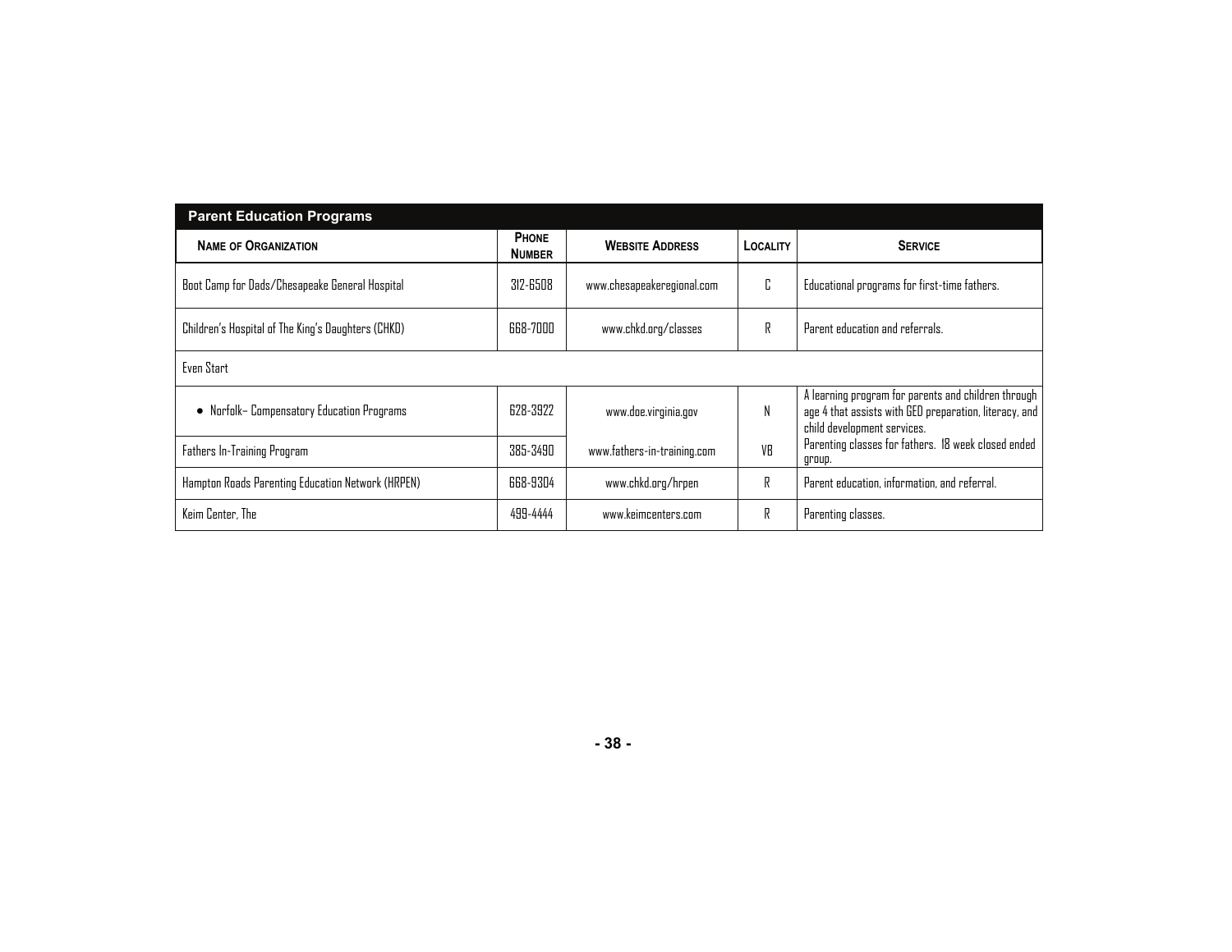| Parent Education Programs | | | | |
|---|---|---|---|---|
| **NAME OF ORGANIZATION** | **PHONE NUMBER** | **WEBSITE ADDRESS** | **LOCALITY** | **SERVICE** |
| Boot Camp for Dads/Chesapeake General Hospital | 312-6508 | www.chesapeakeregional.com | C | Educational programs for first-time fathers. |
| Children's Hospital of The King's Daughters (CHKD) | 668-7000 | www.chkd.org/classes | R | Parent education and referrals. |
| Even Start | | | | |
| • Norfolk– Compensatory Education Programs | 628-3922 | www.doe.virginia.gov | N | A learning program for parents and children through age 4 that assists with GED preparation, literacy, and child development services. |
| Fathers In-Training Program | 385-3490 | www.fathers-in-training.com | VB | Parenting classes for fathers. 18 week closed ended group. |
| Hampton Roads Parenting Education Network (HRPEN) | 668-9304 | www.chkd.org/hrpen | R | Parent education, information, and referral. |
| Keim Center, The | 499-4444 | www.keimcenters.com | R | Parenting classes. |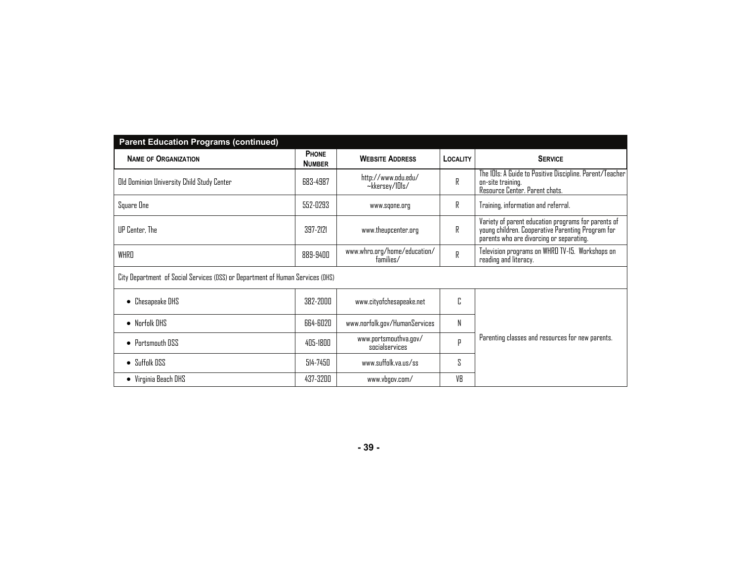## Parent Education Programs (continued)

| Name of Organization | Phone Number | Website Address | Locality | Service |
|---|---|---|---|---|
| Old Dominion University Child Study Center | 683-4987 | http://www.odu.edu/~kkersey/101s/ | R | The 101s: A Guide to Positive Discipline. Parent/Teacher on-site training. Resource Center. Parent chats. |
| Square One | 552-0293 | www.sqone.org | R | Training, information and referral. |
| UP Center, The | 397-2121 | www.theupcenter.org | R | Variety of parent education programs for parents of young children. Cooperative Parenting Program for parents who are divorcing or separating. |
| WHRO | 889-9400 | www.whro.org/home/education/families/ | R | Television programs on WHRO TV-15. Workshops on reading and literacy. |
| City Department of Social Services (DSS) or Department of Human Services (DHS) | | | | |
| • Chesapeake DHS | 382-2000 | www.cityofchesapeake.net | C | Parenting classes and resources for new parents. |
| • Norfolk DHS | 664-6020 | www.norfolk.gov/HumanServices | N | |
| • Portsmouth DSS | 405-1800 | www.portsmouthva.gov/socialservices | P | |
| • Suffolk DSS | 514-7450 | www.suffolk.va.us/ss | S | |
| • Virginia Beach DHS | 437-3200 | www.vbgov.com/ | VB | |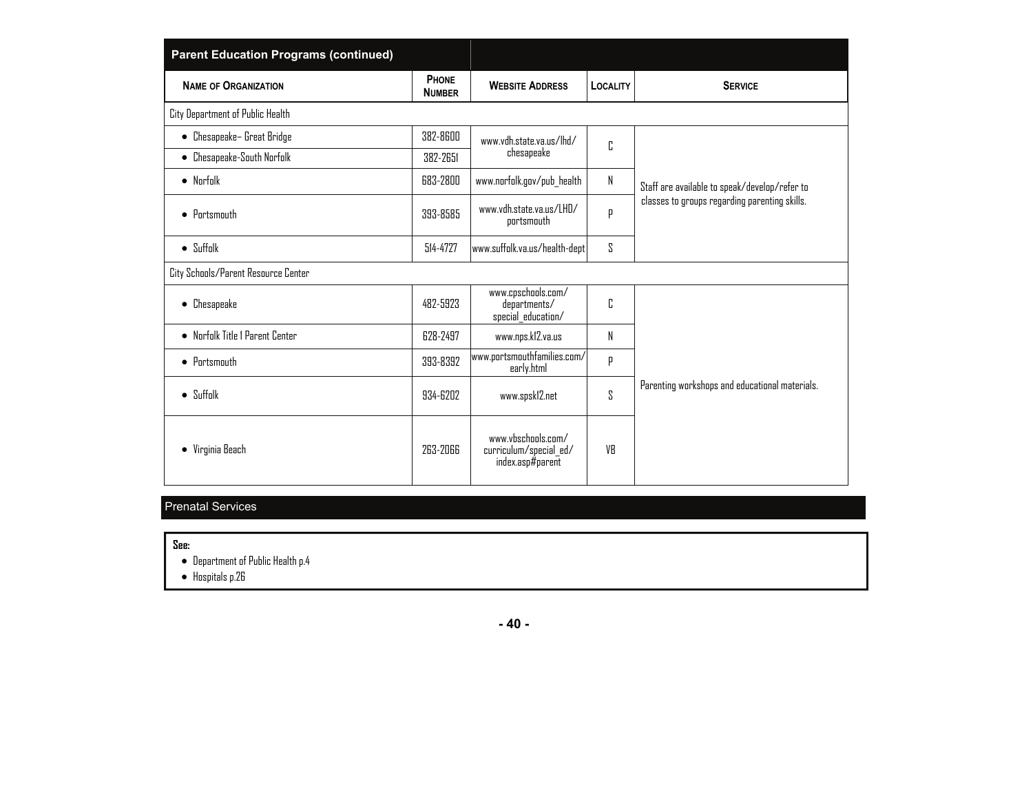## Parent Education Programs (continued)

| NAME OF ORGANIZATION | PHONE NUMBER | WEBSITE ADDRESS | LOCALITY | SERVICE |
|---|---|---|---|---|
| City Department of Public Health | | | | |
| • Chesapeake– Great Bridge | 382-8600 | www.vdh.state.va.us/lhd/chesapeake | C | Staff are available to speak/develop/refer to classes to groups regarding parenting skills. |
| • Chesapeake-South Norfolk | 382-2651 | | | |
| • Norfolk | 683-2800 | www.norfolk.gov/pub_health | N | |
| • Portsmouth | 393-8585 | www.vdh.state.va.us/LHD/portsmouth | P | |
| • Suffolk | 514-4727 | www.suffolk.va.us/health-dept | S | |
| City Schools/Parent Resource Center | | | | |
| • Chesapeake | 482-5923 | www.cpschools.com/departments/special_education/ | C | Parenting workshops and educational materials. |
| • Norfolk Title 1 Parent Center | 628-2497 | www.nps.k12.va.us | N | |
| • Portsmouth | 393-8392 | www.portsmouthfamilies.com/early.html | P | |
| • Suffolk | 934-6202 | www.spsk12.net | S | |
| • Virginia Beach | 263-2066 | www.vbschools.com/curriculum/special_ed/index.asp#parent | VB | |

## Prenatal Services

**See:**

- Department of Public Health p.4
- Hospitals p.26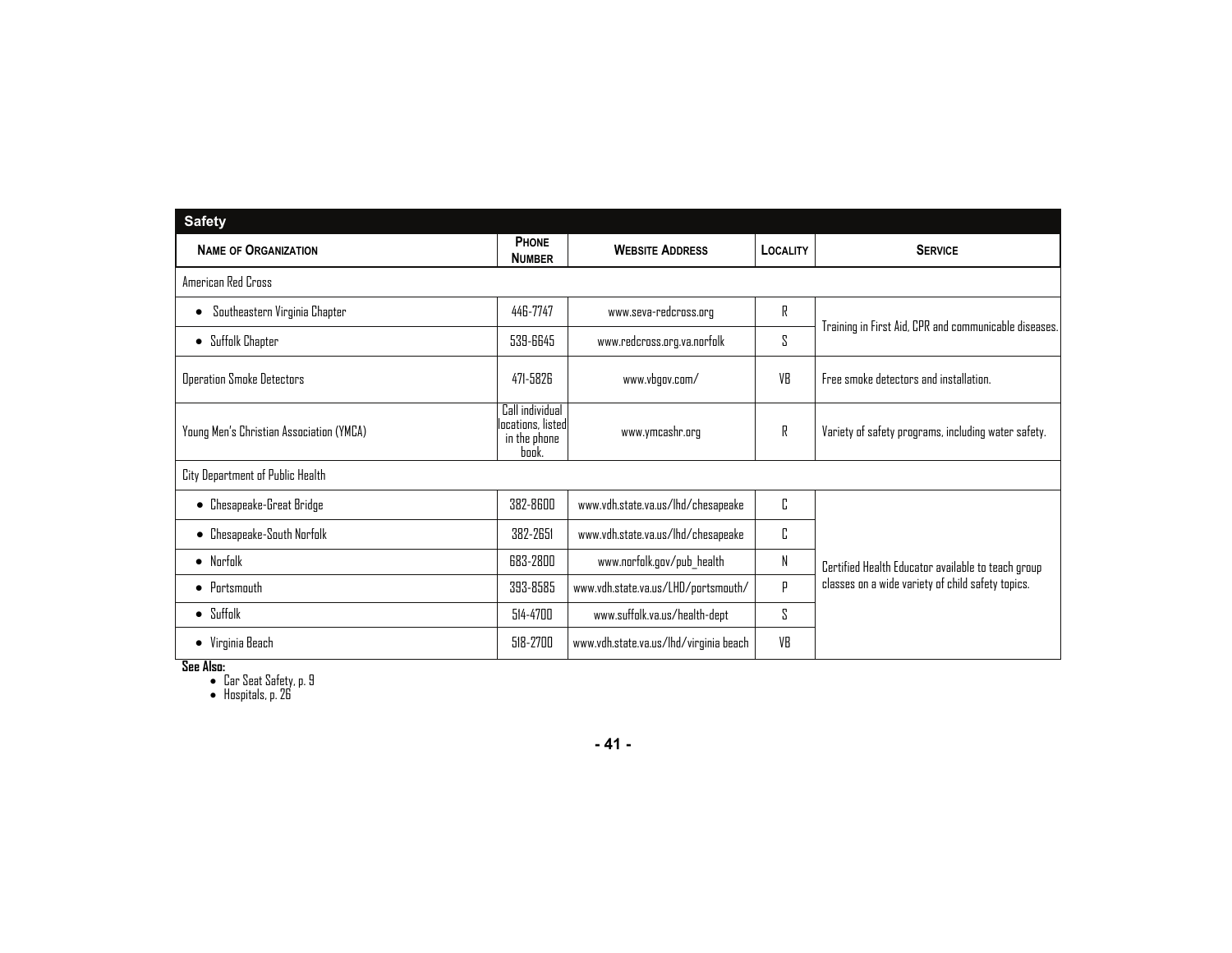## Safety

| NAME OF ORGANIZATION | PHONE NUMBER | WEBSITE ADDRESS | LOCALITY | SERVICE |
|---|---|---|---|---|
| American Red Cross | | | | |
| • Southeastern Virginia Chapter | 446-7747 | www.seva-redcross.org | R | Training in First Aid, CPR and communicable diseases. |
| • Suffolk Chapter | 539-6645 | www.redcross.org.va.norfolk | S | |
| Operation Smoke Detectors | 471-5826 | www.vbgov.com/ | VB | Free smoke detectors and installation. |
| Young Men's Christian Association (YMCA) | Call individual locations, listed in the phone book. | www.ymcashr.org | R | Variety of safety programs, including water safety. |
| City Department of Public Health | | | | |
| • Chesapeake-Great Bridge | 382-8600 | www.vdh.state.va.us/lhd/chesapeake | C | Certified Health Educator available to teach group classes on a wide variety of child safety topics. |
| • Chesapeake-South Norfolk | 382-2651 | www.vdh.state.va.us/lhd/chesapeake | C | |
| • Norfolk | 683-2800 | www.norfolk.gov/pub_health | N | |
| • Portsmouth | 393-8585 | www.vdh.state.va.us/LHD/portsmouth/ | P | |
| • Suffolk | 514-4700 | www.suffolk.va.us/health-dept | S | |
| • Virginia Beach | 518-2700 | www.vdh.state.va.us/lhd/virginia beach | VB | |

**See Also:**

- Car Seat Safety, p. 9
- Hospitals, p. 26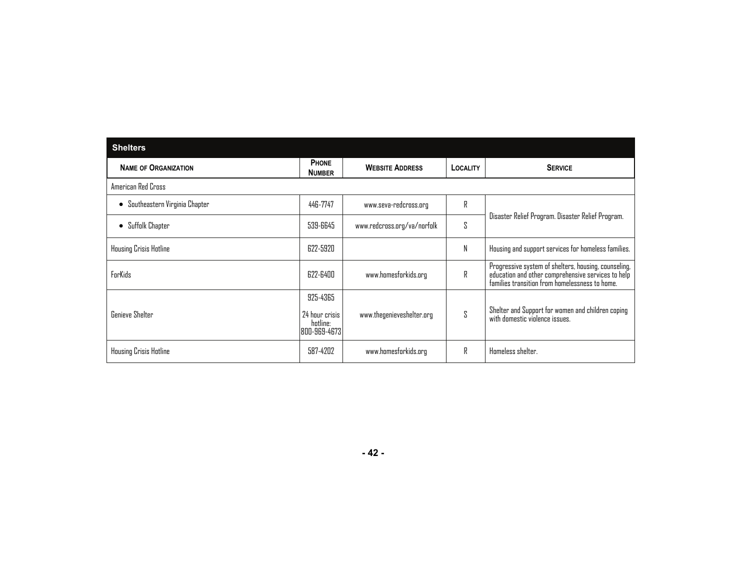## Shelters

| Name of Organization | Phone Number | Website Address | Locality | Service |
|---|---|---|---|---|
| American Red Cross | | | | |
| • Southeastern Virginia Chapter | 446-7747 | www.seva-redcross.org | R | Disaster Relief Program. Disaster Relief Program. |
| • Suffolk Chapter | 539-6645 | www.redcross.org/va/norfolk | S | |
| Housing Crisis Hotline | 622-5920 | | N | Housing and support services for homeless families. |
| ForKids | 622-6400 | www.homesforkids.org | R | Progressive system of shelters, housing, counseling, education and other comprehensive services to help families transition from homelessness to home. |
| Genieve Shelter | 925-4365<br>24 hour crisis hotline: 800-969-4673 | www.thegenieveshelter.org | S | Shelter and Support for women and children coping with domestic violence issues. |
| Housing Crisis Hotline | 587-4202 | www.homesforkids.org | R | Homeless shelter. |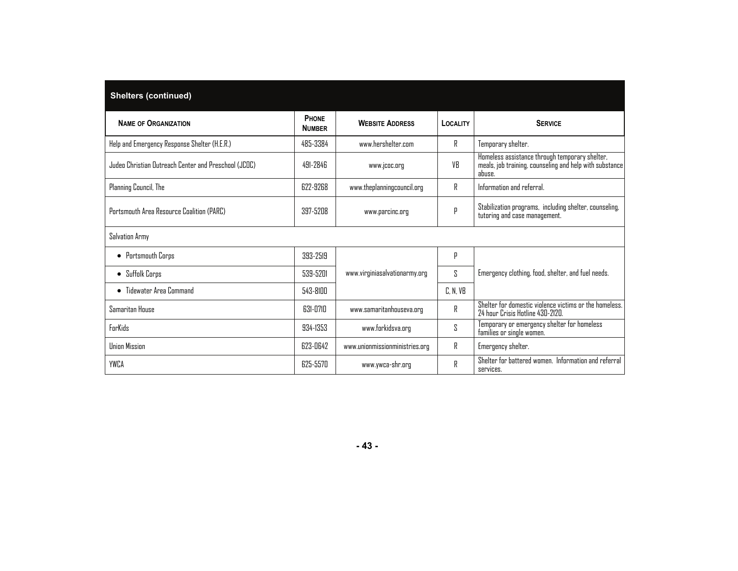## Shelters (continued)

| Name of Organization | Phone Number | Website Address | Locality | Service |
|---|---|---|---|---|
| Help and Emergency Response Shelter (H.E.R.) | 485-3384 | www.hershelter.com | R | Temporary shelter. |
| Judeo Christian Outreach Center and Preschool (JCOC) | 491-2846 | www.jcoc.org | VB | Homeless assistance through temporary shelter, meals, job training, counseling and help with substance abuse. |
| Planning Council, The | 622-9268 | www.theplanningcouncil.org | R | Information and referral. |
| Portsmouth Area Resource Coalition (PARC) | 397-5208 | www.parcinc.org | P | Stabilization programs, including shelter, counseling, tutoring and case management. |
| Salvation Army | | | | |
| • Portsmouth Corps | 393-2519 | www.virginiasalvationarmy.org | P | Emergency clothing, food, shelter, and fuel needs. |
| • Suffolk Corps | 539-5201 | | S | |
| • Tidewater Area Command | 543-8100 | | C, N, VB | |
| Samaritan House | 631-0710 | www.samaritanhouseva.org | R | Shelter for domestic violence victims or the homeless. 24 hour Crisis Hotline 430-2120. |
| ForKids | 934-1353 | www.forkidsva.org | S | Temporary or emergency shelter for homeless families or single women. |
| Union Mission | 623-0642 | www.unionmissionministries.org | R | Emergency shelter. |
| YWCA | 625-5570 | www.ywca-shr.org | R | Shelter for battered women. Information and referral services. |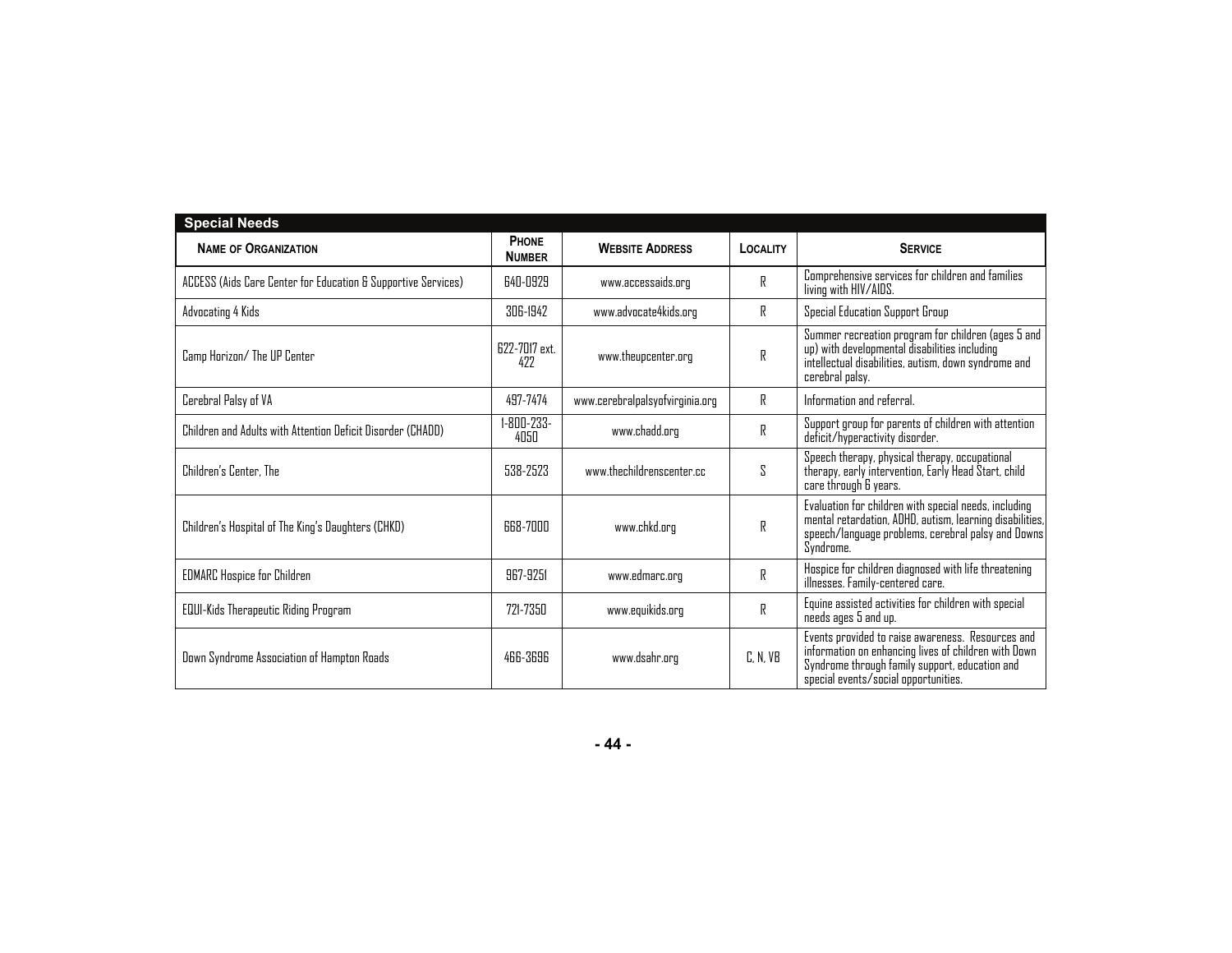## Special Needs

| NAME OF ORGANIZATION | PHONE NUMBER | WEBSITE ADDRESS | LOCALITY | SERVICE |
|---|---|---|---|---|
| ACCESS (Aids Care Center for Education & Supportive Services) | 640-0929 | www.accessaids.org | R | Comprehensive services for children and families living with HIV/AIDS. |
| Advocating 4 Kids | 306-1942 | www.advocate4kids.org | R | Special Education Support Group |
| Camp Horizon/ The UP Center | 622-7017 ext. 422 | www.theupcenter.org | R | Summer recreation program for children (ages 5 and up) with developmental disabilities including intellectual disabilities, autism, down syndrome and cerebral palsy. |
| Cerebral Palsy of VA | 497-7474 | www.cerebralpalsyofvirginia.org | R | Information and referral. |
| Children and Adults with Attention Deficit Disorder (CHADD) | 1-800-233-4050 | www.chadd.org | R | Support group for parents of children with attention deficit/hyperactivity disorder. |
| Children's Center, The | 538-2523 | www.thechildrenscenter.cc | S | Speech therapy, physical therapy, occupational therapy, early intervention, Early Head Start, child care through 6 years. |
| Children's Hospital of The King's Daughters (CHKD) | 668-7000 | www.chkd.org | R | Evaluation for children with special needs, including mental retardation, ADHD, autism, learning disabilities, speech/language problems, cerebral palsy and Downs Syndrome. |
| EDMARC Hospice for Children | 967-9251 | www.edmarc.org | R | Hospice for children diagnosed with life threatening illnesses. Family-centered care. |
| EQUI-Kids Therapeutic Riding Program | 721-7350 | www.equikids.org | R | Equine assisted activities for children with special needs ages 5 and up. |
| Down Syndrome Association of Hampton Roads | 466-3696 | www.dsahr.org | C, N, VB | Events provided to raise awareness. Resources and information on enhancing lives of children with Down Syndrome through family support, education and special events/social opportunities. |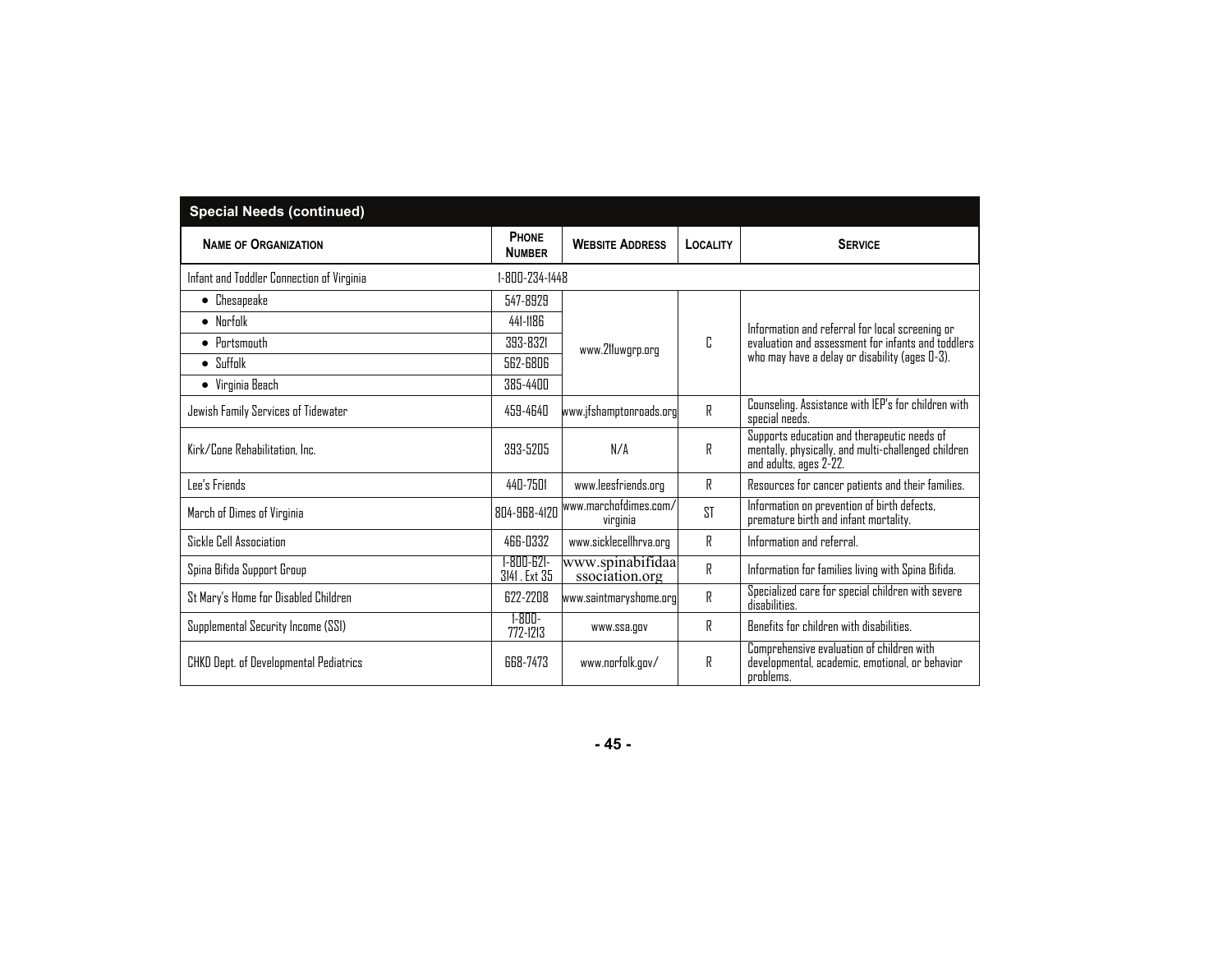## Special Needs (continued)

| Name of Organization | Phone Number | Website Address | Locality | Service |
|---|---|---|---|---|
| Infant and Toddler Connection of Virginia | 1-800-234-1448 | | | |
| • Chesapeake | 547-8929 | www.211uwgrp.org | C | Information and referral for local screening or evaluation and assessment for infants and toddlers who may have a delay or disability (ages 0-3). |
| • Norfolk | 441-1186 | | | |
| • Portsmouth | 393-8321 | | | |
| • Suffolk | 562-6806 | | | |
| • Virginia Beach | 385-4400 | | | |
| Jewish Family Services of Tidewater | 459-4640 | www.jfshamptonroads.org | R | Counseling. Assistance with IEP's for children with special needs. |
| Kirk/Cone Rehabilitation, Inc. | 393-5205 | N/A | R | Supports education and therapeutic needs of mentally, physically, and multi-challenged children and adults, ages 2-22. |
| Lee's Friends | 440-7501 | www.leesfriends.org | R | Resources for cancer patients and their families. |
| March of Dimes of Virginia | 804-968-4120 | www.marchofdimes.com/virginia | ST | Information on prevention of birth defects, premature birth and infant mortality. |
| Sickle Cell Association | 466-0332 | www.sicklecellhrva.org | R | Information and referral. |
| Spina Bifida Support Group | 1-800-621-3141 . Ext 35 | www.spinabifidaassociation.org | R | Information for families living with Spina Bifida. |
| St Mary's Home for Disabled Children | 622-2208 | www.saintmaryshome.org | R | Specialized care for special children with severe disabilities. |
| Supplemental Security Income (SSI) | 1-800-772-1213 | www.ssa.gov | R | Benefits for children with disabilities. |
| CHKD Dept. of Developmental Pediatrics | 668-7473 | www.norfolk.gov/ | R | Comprehensive evaluation of children with developmental, academic, emotional, or behavior problems. |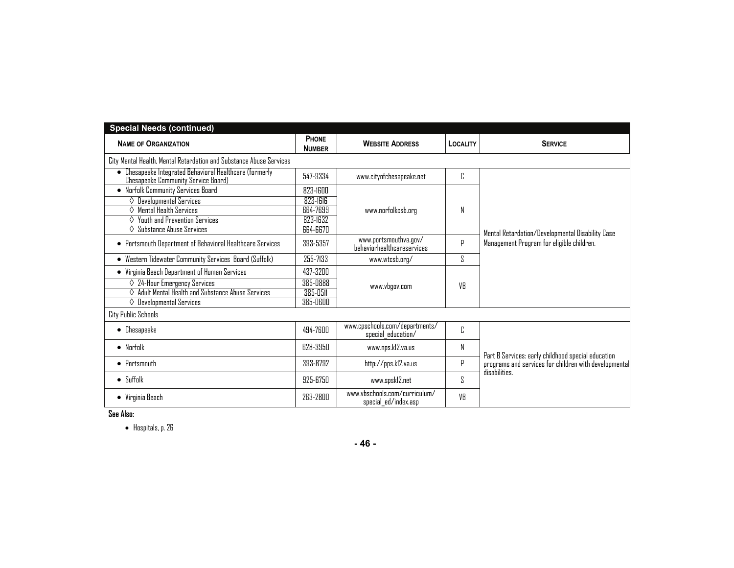## Special Needs (continued)

| Name of Organization | Phone Number | Website Address | Locality | Service |
|---|---|---|---|---|
| City Mental Health, Mental Retardation and Substance Abuse Services | | | | |
| • Chesapeake Integrated Behavioral Healthcare (formerly Chesapeake Community Service Board) | 547-9334 | www.cityofchesapeake.net | C | Mental Retardation/Developmental Disability Case Management Program for eligible children. |
| • Norfolk Community Services Board | 823-1600 | www.norfolkcsb.org | N | |
| ◊ Developmental Services | 823-1616 | | | |
| ◊ Mental Health Services | 664-7699 | | | |
| ◊ Youth and Prevention Services | 823-1632 | | | |
| ◊ Substance Abuse Services | 664-6670 | | | |
| • Portsmouth Department of Behavioral Healthcare Services | 393-5357 | www.portsmouthva.gov/behaviorhealthcareservices | P | |
| • Western Tidewater Community Services Board (Suffolk) | 255-7133 | www.wtcsb.org/ | S | |
| • Virginia Beach Department of Human Services | 437-3200 | www.vbgov.com | VB | |
| ◊ 24-Hour Emergency Services | 385-0888 | | | |
| ◊ Adult Mental Health and Substance Abuse Services | 385-0511 | | | |
| ◊ Developmental Services | 385-0600 | | | |
| City Public Schools | | | | |
| • Chesapeake | 494-7600 | www.cpschools.com/departments/special_education/ | C | Part B Services: early childhood special education programs and services for children with developmental disabilities. |
| • Norfolk | 628-3950 | www.nps.k12.va.us | N | |
| • Portsmouth | 393-8792 | http://pps.k12.va.us | P | |
| • Suffolk | 925-6750 | www.spsk12.net | S | |
| • Virginia Beach | 263-2800 | www.vbschools.com/curriculum/special_ed/index.asp | VB | |

**See Also:**

- Hospitals, p. 26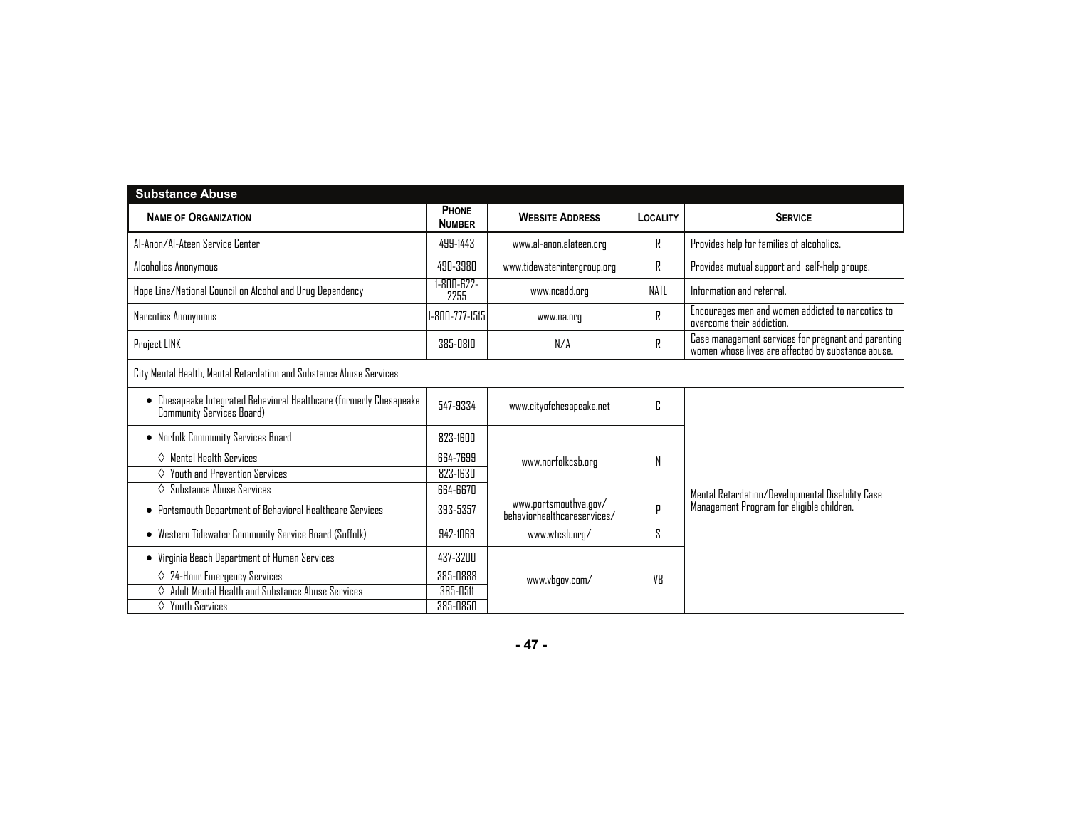## Substance Abuse

| NAME OF ORGANIZATION | PHONE NUMBER | WEBSITE ADDRESS | LOCALITY | SERVICE |
|---|---|---|---|---|
| Al-Anon/Al-Ateen Service Center | 499-1443 | www.al-anon.alateen.org | R | Provides help for families of alcoholics. |
| Alcoholics Anonymous | 490-3980 | www.tidewaterintergroup.org | R | Provides mutual support and self-help groups. |
| Hope Line/National Council on Alcohol and Drug Dependency | 1-800-622-2255 | www.ncadd.org | NATL | Information and referral. |
| Narcotics Anonymous | 1-800-777-1515 | www.na.org | R | Encourages men and women addicted to narcotics to overcome their addiction. |
| Project LINK | 385-0810 | N/A | R | Case management services for pregnant and parenting women whose lives are affected by substance abuse. |
| City Mental Health, Mental Retardation and Substance Abuse Services | | | | |
| • Chesapeake Integrated Behavioral Healthcare (formerly Chesapeake Community Services Board) | 547-9334 | www.cityofchesapeake.net | C | Mental Retardation/Developmental Disability Case Management Program for eligible children. |
| • Norfolk Community Services Board | 823-1600 | www.norfolkcsb.org | N | |
| ◊ Mental Health Services | 664-7699 | | | |
| ◊ Youth and Prevention Services | 823-1630 | | | |
| ◊ Substance Abuse Services | 664-6670 | | | |
| • Portsmouth Department of Behavioral Healthcare Services | 393-5357 | www.portsmouthva.gov/behaviorhealthcareservices/ | P | |
| • Western Tidewater Community Service Board (Suffolk) | 942-1069 | www.wtcsb.org/ | S | |
| • Virginia Beach Department of Human Services | 437-3200 | www.vbgov.com/ | VB | |
| ◊ 24-Hour Emergency Services | 385-0888 | | | |
| ◊ Adult Mental Health and Substance Abuse Services | 385-0511 | | | |
| ◊ Youth Services | 385-0850 | | | |